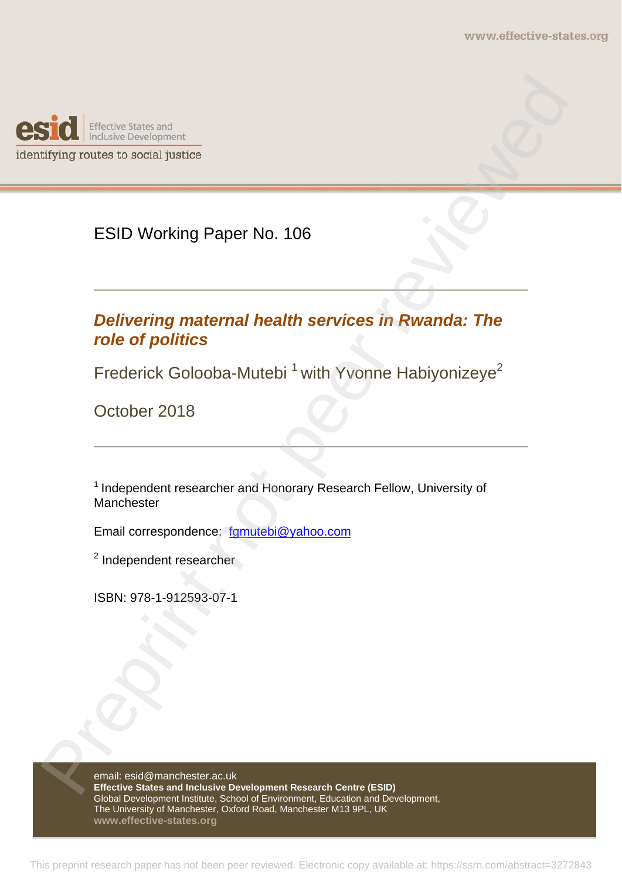www.effective-states.org

esid Effective States and Inclusive Development

identifying routes to social justice

ESID Working Paper No. 106

# *Delivering maternal health services in Rwanda: The role of politics*

Frederick Golooba-Mutebi [1] with Yvonne Habiyonizeye[2]

October 2018

[1] Independent researcher and Honorary Research Fellow, University of Manchester

Email correspondence: fgmutebi@yahoo.com

[2] Independent researcher

ISBN: 978-1-912593-07-1

email: esid@manchester.ac.uk
**Effective States and Inclusive Development Research Centre (ESID)**
Global Development Institute, School of Environment, Education and Development, The University of Manchester, Oxford Road, Manchester M13 9PL, UK
**www.effective-states.org**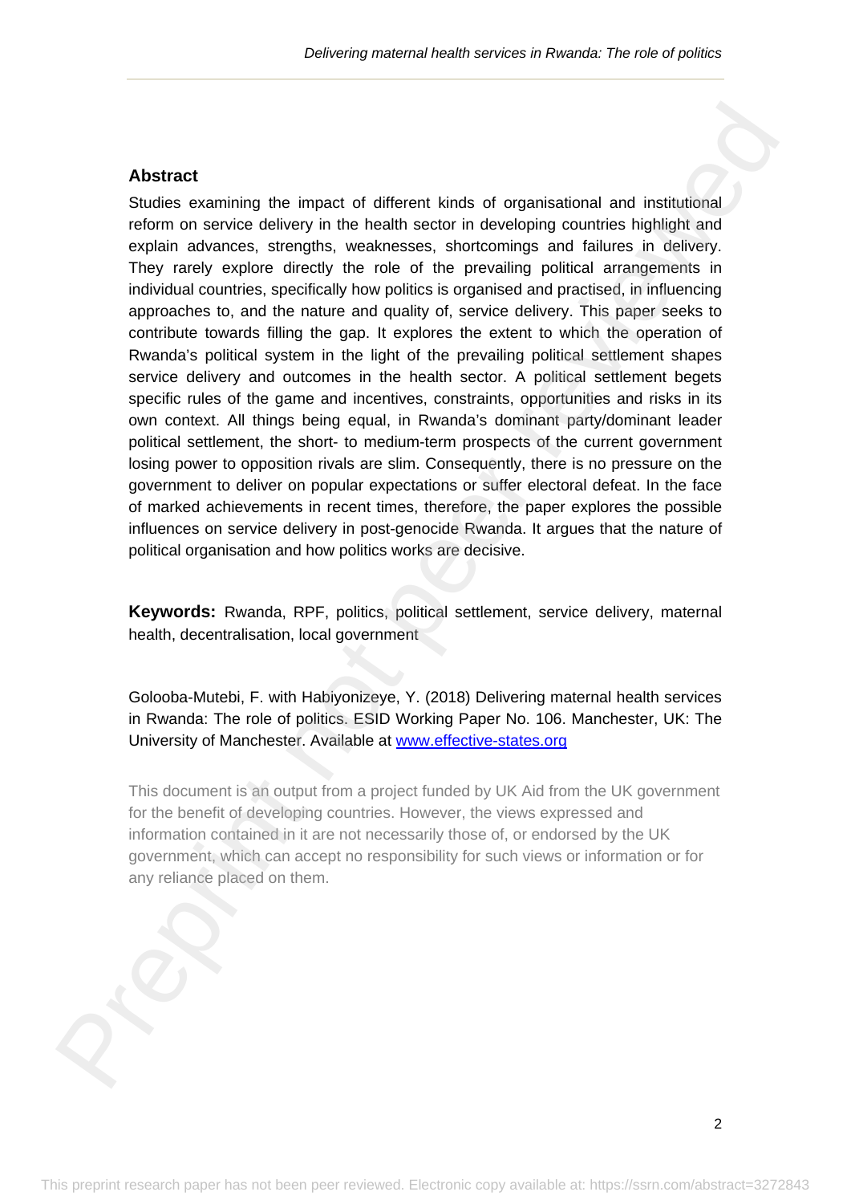## Abstract

Studies examining the impact of different kinds of organisational and institutional reform on service delivery in the health sector in developing countries highlight and explain advances, strengths, weaknesses, shortcomings and failures in delivery. They rarely explore directly the role of the prevailing political arrangements in individual countries, specifically how politics is organised and practised, in influencing approaches to, and the nature and quality of, service delivery. This paper seeks to contribute towards filling the gap. It explores the extent to which the operation of Rwanda's political system in the light of the prevailing political settlement shapes service delivery and outcomes in the health sector. A political settlement begets specific rules of the game and incentives, constraints, opportunities and risks in its own context. All things being equal, in Rwanda's dominant party/dominant leader political settlement, the short- to medium-term prospects of the current government losing power to opposition rivals are slim. Consequently, there is no pressure on the government to deliver on popular expectations or suffer electoral defeat. In the face of marked achievements in recent times, therefore, the paper explores the possible influences on service delivery in post-genocide Rwanda. It argues that the nature of political organisation and how politics works are decisive.

**Keywords:** Rwanda, RPF, politics, political settlement, service delivery, maternal health, decentralisation, local government

Golooba-Mutebi, F. with Habiyonizeye, Y. (2018) Delivering maternal health services in Rwanda: The role of politics. ESID Working Paper No. 106. Manchester, UK: The University of Manchester. Available at [www.effective-states.org](http://www.effective-states.org)

This document is an output from a project funded by UK Aid from the UK government for the benefit of developing countries. However, the views expressed and information contained in it are not necessarily those of, or endorsed by the UK government, which can accept no responsibility for such views or information or for any reliance placed on them.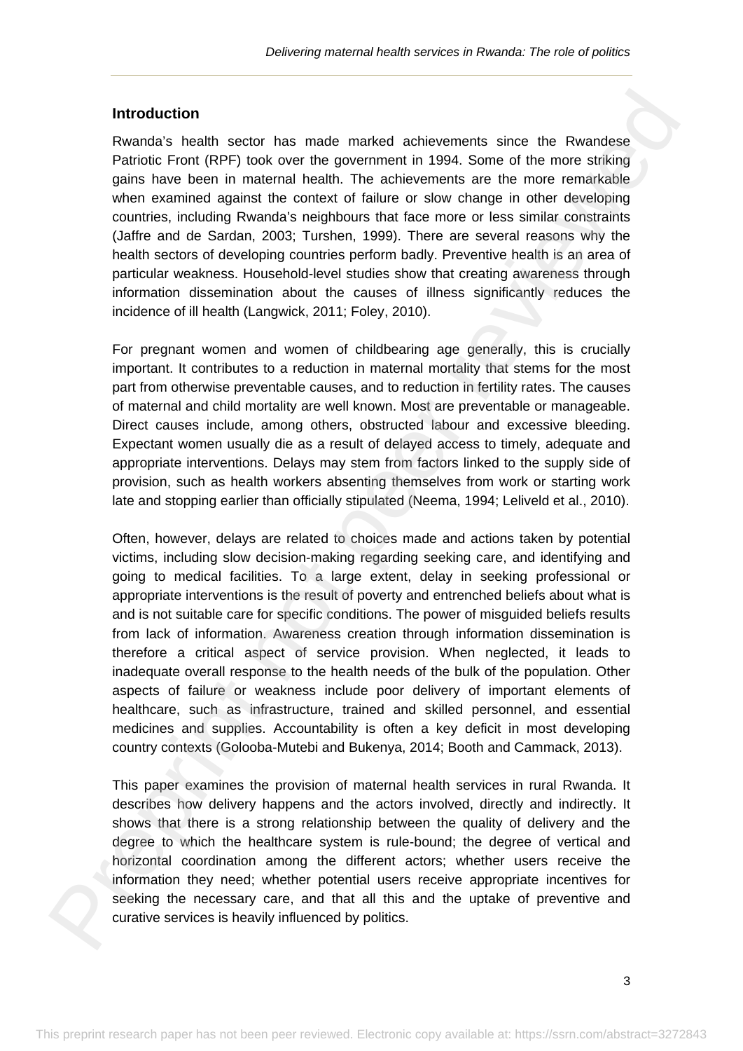## Introduction

Rwanda's health sector has made marked achievements since the Rwandese Patriotic Front (RPF) took over the government in 1994. Some of the more striking gains have been in maternal health. The achievements are the more remarkable when examined against the context of failure or slow change in other developing countries, including Rwanda's neighbours that face more or less similar constraints (Jaffre and de Sardan, 2003; Turshen, 1999). There are several reasons why the health sectors of developing countries perform badly. Preventive health is an area of particular weakness. Household-level studies show that creating awareness through information dissemination about the causes of illness significantly reduces the incidence of ill health (Langwick, 2011; Foley, 2010).

For pregnant women and women of childbearing age generally, this is crucially important. It contributes to a reduction in maternal mortality that stems for the most part from otherwise preventable causes, and to reduction in fertility rates. The causes of maternal and child mortality are well known. Most are preventable or manageable. Direct causes include, among others, obstructed labour and excessive bleeding. Expectant women usually die as a result of delayed access to timely, adequate and appropriate interventions. Delays may stem from factors linked to the supply side of provision, such as health workers absenting themselves from work or starting work late and stopping earlier than officially stipulated (Neema, 1994; Leliveld et al., 2010).

Often, however, delays are related to choices made and actions taken by potential victims, including slow decision-making regarding seeking care, and identifying and going to medical facilities. To a large extent, delay in seeking professional or appropriate interventions is the result of poverty and entrenched beliefs about what is and is not suitable care for specific conditions. The power of misguided beliefs results from lack of information. Awareness creation through information dissemination is therefore a critical aspect of service provision. When neglected, it leads to inadequate overall response to the health needs of the bulk of the population. Other aspects of failure or weakness include poor delivery of important elements of healthcare, such as infrastructure, trained and skilled personnel, and essential medicines and supplies. Accountability is often a key deficit in most developing country contexts (Golooba-Mutebi and Bukenya, 2014; Booth and Cammack, 2013).

This paper examines the provision of maternal health services in rural Rwanda. It describes how delivery happens and the actors involved, directly and indirectly. It shows that there is a strong relationship between the quality of delivery and the degree to which the healthcare system is rule-bound; the degree of vertical and horizontal coordination among the different actors; whether users receive the information they need; whether potential users receive appropriate incentives for seeking the necessary care, and that all this and the uptake of preventive and curative services is heavily influenced by politics.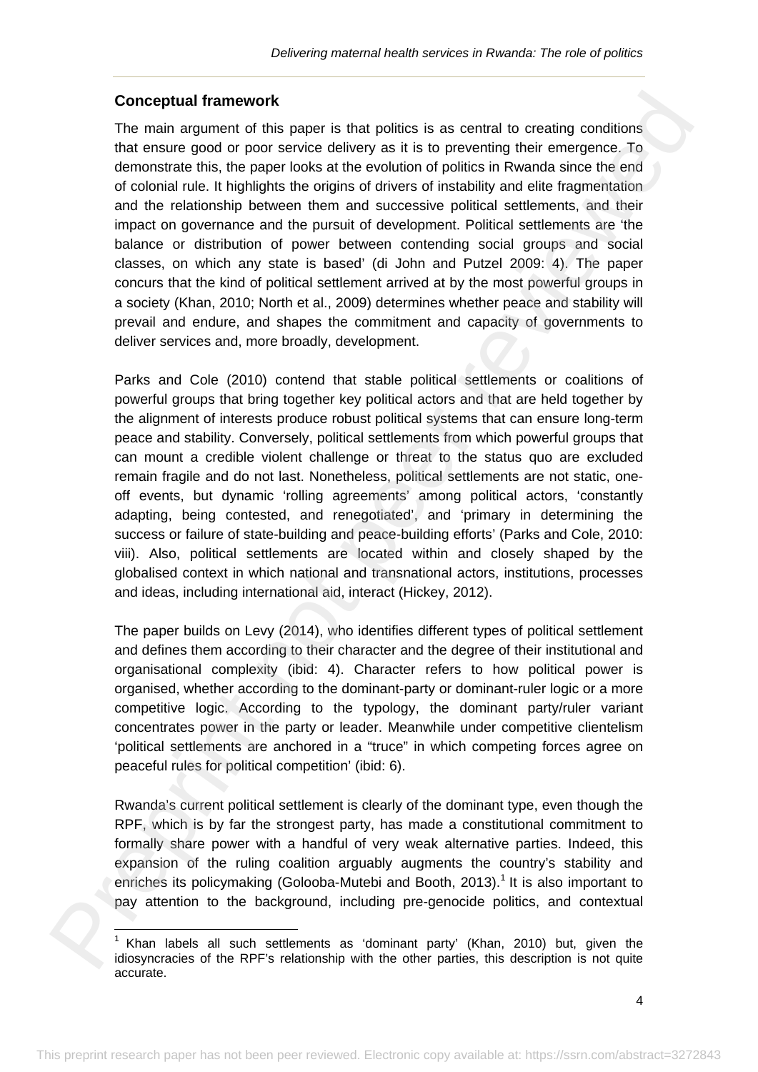## Conceptual framework

The main argument of this paper is that politics is as central to creating conditions that ensure good or poor service delivery as it is to preventing their emergence. To demonstrate this, the paper looks at the evolution of politics in Rwanda since the end of colonial rule. It highlights the origins of drivers of instability and elite fragmentation and the relationship between them and successive political settlements, and their impact on governance and the pursuit of development. Political settlements are 'the balance or distribution of power between contending social groups and social classes, on which any state is based' (di John and Putzel 2009: 4). The paper concurs that the kind of political settlement arrived at by the most powerful groups in a society (Khan, 2010; North et al., 2009) determines whether peace and stability will prevail and endure, and shapes the commitment and capacity of governments to deliver services and, more broadly, development.

Parks and Cole (2010) contend that stable political settlements or coalitions of powerful groups that bring together key political actors and that are held together by the alignment of interests produce robust political systems that can ensure long-term peace and stability. Conversely, political settlements from which powerful groups that can mount a credible violent challenge or threat to the status quo are excluded remain fragile and do not last. Nonetheless, political settlements are not static, one-off events, but dynamic 'rolling agreements' among political actors, 'constantly adapting, being contested, and renegotiated', and 'primary in determining the success or failure of state-building and peace-building efforts' (Parks and Cole, 2010: viii). Also, political settlements are located within and closely shaped by the globalised context in which national and transnational actors, institutions, processes and ideas, including international aid, interact (Hickey, 2012).

The paper builds on Levy (2014), who identifies different types of political settlement and defines them according to their character and the degree of their institutional and organisational complexity (ibid: 4). Character refers to how political power is organised, whether according to the dominant-party or dominant-ruler logic or a more competitive logic. According to the typology, the dominant party/ruler variant concentrates power in the party or leader. Meanwhile under competitive clientelism 'political settlements are anchored in a "truce" in which competing forces agree on peaceful rules for political competition' (ibid: 6).

Rwanda's current political settlement is clearly of the dominant type, even though the RPF, which is by far the strongest party, has made a constitutional commitment to formally share power with a handful of very weak alternative parties. Indeed, this expansion of the ruling coalition arguably augments the country's stability and enriches its policymaking (Golooba-Mutebi and Booth, 2013).[1] It is also important to pay attention to the background, including pre-genocide politics, and contextual

[1] Khan labels all such settlements as 'dominant party' (Khan, 2010) but, given the idiosyncracies of the RPF's relationship with the other parties, this description is not quite accurate.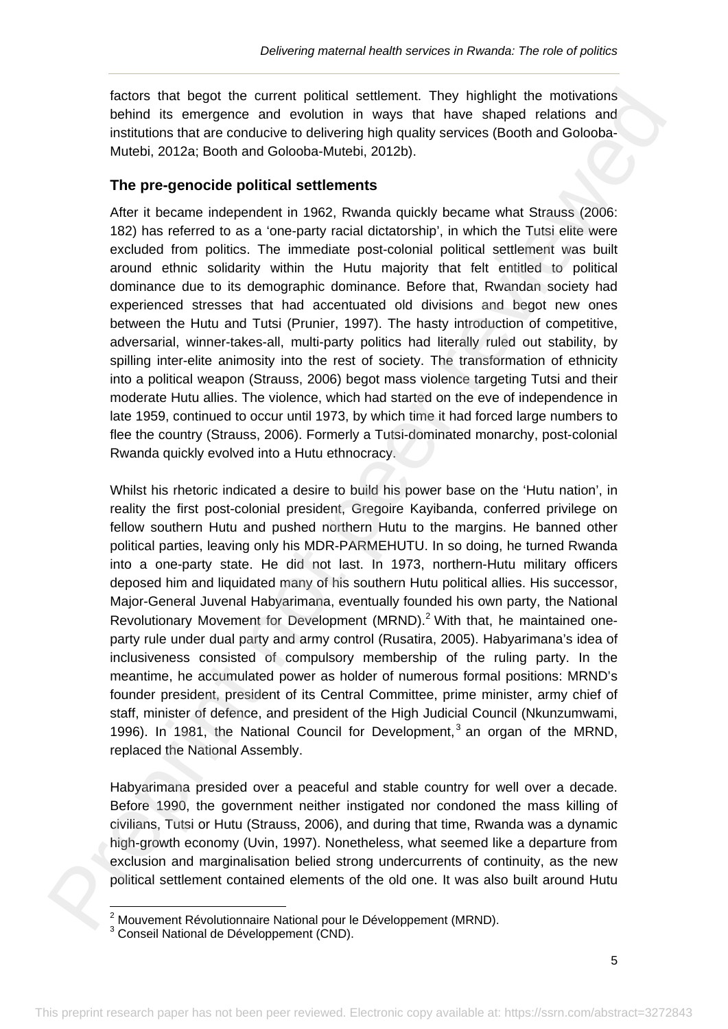factors that begot the current political settlement. They highlight the motivations behind its emergence and evolution in ways that have shaped relations and institutions that are conducive to delivering high quality services (Booth and Golooba-Mutebi, 2012a; Booth and Golooba-Mutebi, 2012b).

## The pre-genocide political settlements

After it became independent in 1962, Rwanda quickly became what Strauss (2006: 182) has referred to as a 'one-party racial dictatorship', in which the Tutsi elite were excluded from politics. The immediate post-colonial political settlement was built around ethnic solidarity within the Hutu majority that felt entitled to political dominance due to its demographic dominance. Before that, Rwandan society had experienced stresses that had accentuated old divisions and begot new ones between the Hutu and Tutsi (Prunier, 1997). The hasty introduction of competitive, adversarial, winner-takes-all, multi-party politics had literally ruled out stability, by spilling inter-elite animosity into the rest of society. The transformation of ethnicity into a political weapon (Strauss, 2006) begot mass violence targeting Tutsi and their moderate Hutu allies. The violence, which had started on the eve of independence in late 1959, continued to occur until 1973, by which time it had forced large numbers to flee the country (Strauss, 2006). Formerly a Tutsi-dominated monarchy, post-colonial Rwanda quickly evolved into a Hutu ethnocracy.

Whilst his rhetoric indicated a desire to build his power base on the 'Hutu nation', in reality the first post-colonial president, Gregoire Kayibanda, conferred privilege on fellow southern Hutu and pushed northern Hutu to the margins. He banned other political parties, leaving only his MDR-PARMEHUTU. In so doing, he turned Rwanda into a one-party state. He did not last. In 1973, northern-Hutu military officers deposed him and liquidated many of his southern Hutu political allies. His successor, Major-General Juvenal Habyarimana, eventually founded his own party, the National Revolutionary Movement for Development (MRND).[2] With that, he maintained one-party rule under dual party and army control (Rusatira, 2005). Habyarimana's idea of inclusiveness consisted of compulsory membership of the ruling party. In the meantime, he accumulated power as holder of numerous formal positions: MRND's founder president, president of its Central Committee, prime minister, army chief of staff, minister of defence, and president of the High Judicial Council (Nkunzumwami, 1996). In 1981, the National Council for Development,[3] an organ of the MRND, replaced the National Assembly.

Habyarimana presided over a peaceful and stable country for well over a decade. Before 1990, the government neither instigated nor condoned the mass killing of civilians, Tutsi or Hutu (Strauss, 2006), and during that time, Rwanda was a dynamic high-growth economy (Uvin, 1997). Nonetheless, what seemed like a departure from exclusion and marginalisation belied strong undercurrents of continuity, as the new political settlement contained elements of the old one. It was also built around Hutu

[2] Mouvement Révolutionnaire National pour le Développement (MRND).
[3] Conseil National de Développement (CND).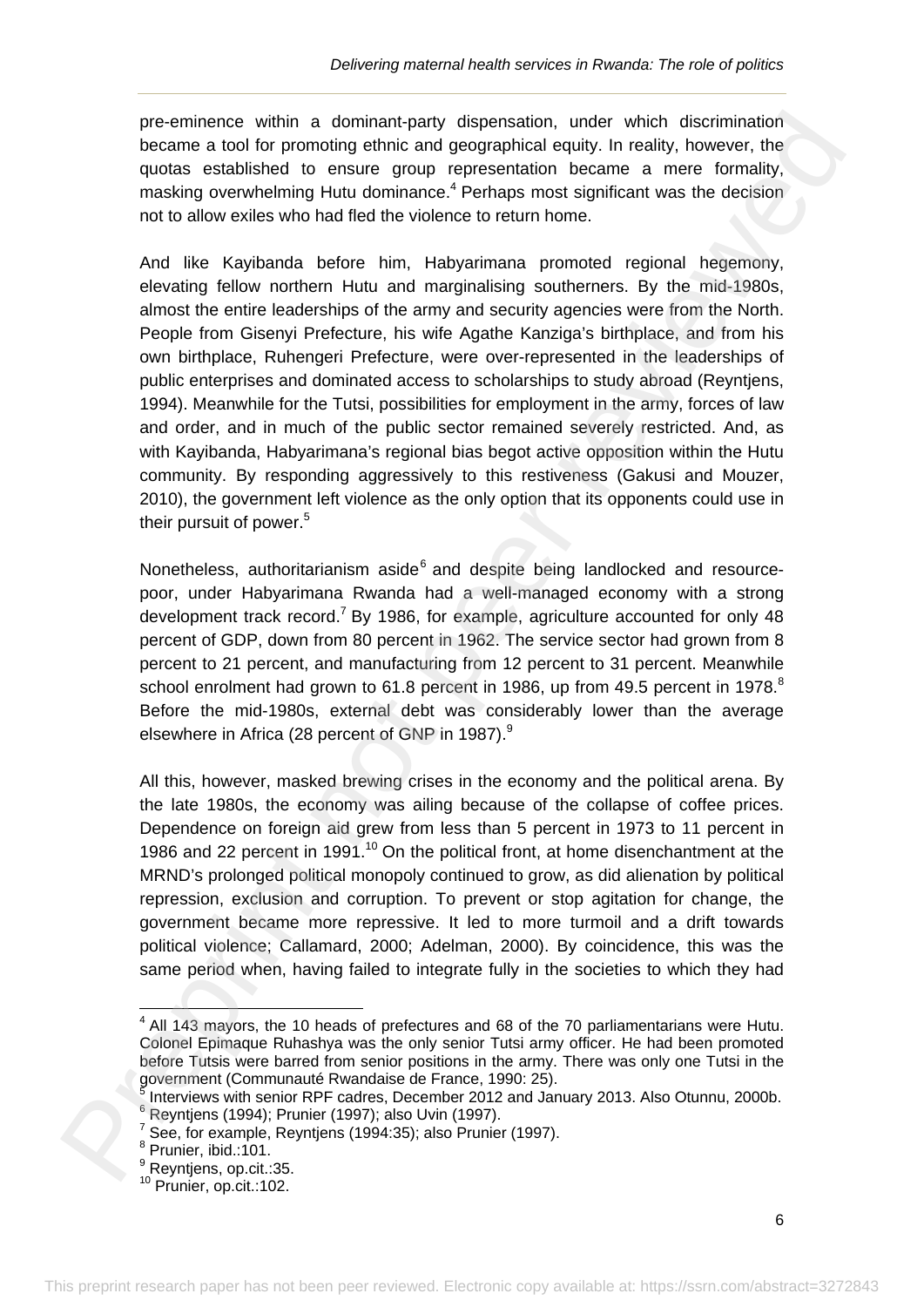pre-eminence within a dominant-party dispensation, under which discrimination became a tool for promoting ethnic and geographical equity. In reality, however, the quotas established to ensure group representation became a mere formality, masking overwhelming Hutu dominance.[4] Perhaps most significant was the decision not to allow exiles who had fled the violence to return home.

And like Kayibanda before him, Habyarimana promoted regional hegemony, elevating fellow northern Hutu and marginalising southerners. By the mid-1980s, almost the entire leaderships of the army and security agencies were from the North. People from Gisenyi Prefecture, his wife Agathe Kanziga's birthplace, and from his own birthplace, Ruhengeri Prefecture, were over-represented in the leaderships of public enterprises and dominated access to scholarships to study abroad (Reyntjens, 1994). Meanwhile for the Tutsi, possibilities for employment in the army, forces of law and order, and in much of the public sector remained severely restricted. And, as with Kayibanda, Habyarimana's regional bias begot active opposition within the Hutu community. By responding aggressively to this restiveness (Gakusi and Mouzer, 2010), the government left violence as the only option that its opponents could use in their pursuit of power.[5]

Nonetheless, authoritarianism aside[6] and despite being landlocked and resource-poor, under Habyarimana Rwanda had a well-managed economy with a strong development track record.[7] By 1986, for example, agriculture accounted for only 48 percent of GDP, down from 80 percent in 1962. The service sector had grown from 8 percent to 21 percent, and manufacturing from 12 percent to 31 percent. Meanwhile school enrolment had grown to 61.8 percent in 1986, up from 49.5 percent in 1978.[8] Before the mid-1980s, external debt was considerably lower than the average elsewhere in Africa (28 percent of GNP in 1987).[9]

All this, however, masked brewing crises in the economy and the political arena. By the late 1980s, the economy was ailing because of the collapse of coffee prices. Dependence on foreign aid grew from less than 5 percent in 1973 to 11 percent in 1986 and 22 percent in 1991.[10] On the political front, at home disenchantment at the MRND's prolonged political monopoly continued to grow, as did alienation by political repression, exclusion and corruption. To prevent or stop agitation for change, the government became more repressive. It led to more turmoil and a drift towards political violence; Callamard, 2000; Adelman, 2000). By coincidence, this was the same period when, having failed to integrate fully in the societies to which they had

---

[4] All 143 mayors, the 10 heads of prefectures and 68 of the 70 parliamentarians were Hutu. Colonel Epimaque Ruhashya was the only senior Tutsi army officer. He had been promoted before Tutsis were barred from senior positions in the army. There was only one Tutsi in the government (Communauté Rwandaise de France, 1990: 25).

[5] Interviews with senior RPF cadres, December 2012 and January 2013. Also Otunnu, 2000b.

[6] Reyntjens (1994); Prunier (1997); also Uvin (1997).

[7] See, for example, Reyntjens (1994:35); also Prunier (1997).

[8] Prunier, ibid.:101.

[9] Reyntjens, op.cit.:35.

[10] Prunier, op.cit.:102.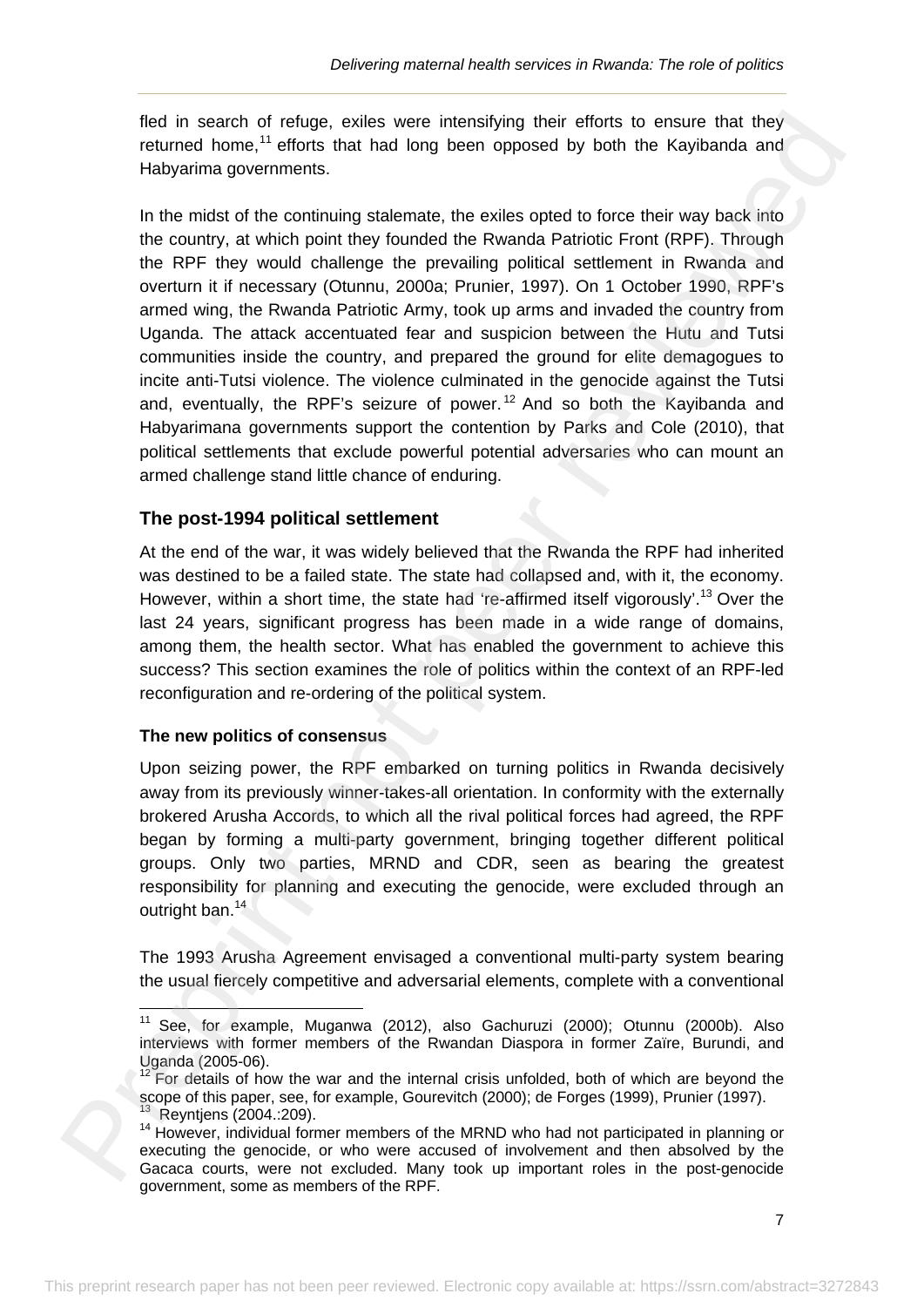fled in search of refuge, exiles were intensifying their efforts to ensure that they returned home,[11] efforts that had long been opposed by both the Kayibanda and Habyarima governments.

In the midst of the continuing stalemate, the exiles opted to force their way back into the country, at which point they founded the Rwanda Patriotic Front (RPF). Through the RPF they would challenge the prevailing political settlement in Rwanda and overturn it if necessary (Otunnu, 2000a; Prunier, 1997). On 1 October 1990, RPF's armed wing, the Rwanda Patriotic Army, took up arms and invaded the country from Uganda. The attack accentuated fear and suspicion between the Hutu and Tutsi communities inside the country, and prepared the ground for elite demagogues to incite anti-Tutsi violence. The violence culminated in the genocide against the Tutsi and, eventually, the RPF's seizure of power.[12] And so both the Kayibanda and Habyarimana governments support the contention by Parks and Cole (2010), that political settlements that exclude powerful potential adversaries who can mount an armed challenge stand little chance of enduring.

## The post-1994 political settlement

At the end of the war, it was widely believed that the Rwanda the RPF had inherited was destined to be a failed state. The state had collapsed and, with it, the economy. However, within a short time, the state had 're-affirmed itself vigorously'.[13] Over the last 24 years, significant progress has been made in a wide range of domains, among them, the health sector. What has enabled the government to achieve this success? This section examines the role of politics within the context of an RPF-led reconfiguration and re-ordering of the political system.

### The new politics of consensus

Upon seizing power, the RPF embarked on turning politics in Rwanda decisively away from its previously winner-takes-all orientation. In conformity with the externally brokered Arusha Accords, to which all the rival political forces had agreed, the RPF began by forming a multi-party government, bringing together different political groups. Only two parties, MRND and CDR, seen as bearing the greatest responsibility for planning and executing the genocide, were excluded through an outright ban.[14]

The 1993 Arusha Agreement envisaged a conventional multi-party system bearing the usual fiercely competitive and adversarial elements, complete with a conventional

---

[11] See, for example, Muganwa (2012), also Gachuruzi (2000); Otunnu (2000b). Also interviews with former members of the Rwandan Diaspora in former Zaïre, Burundi, and Uganda (2005-06).

[12] For details of how the war and the internal crisis unfolded, both of which are beyond the scope of this paper, see, for example, Gourevitch (2000); de Forges (1999), Prunier (1997).

[13] Reyntjens (2004.:209).

[14] However, individual former members of the MRND who had not participated in planning or executing the genocide, or who were accused of involvement and then absolved by the Gacaca courts, were not excluded. Many took up important roles in the post-genocide government, some as members of the RPF.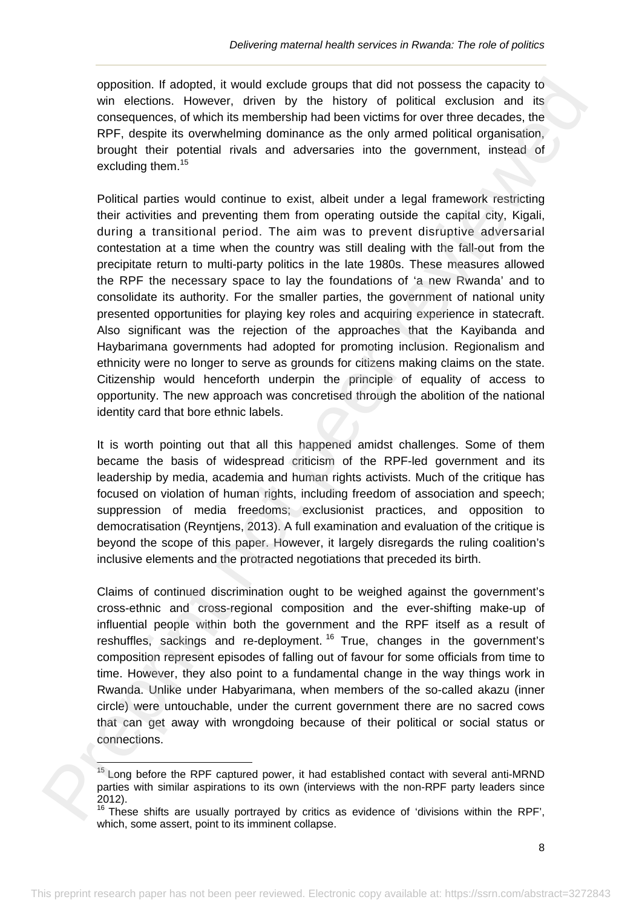opposition. If adopted, it would exclude groups that did not possess the capacity to win elections. However, driven by the history of political exclusion and its consequences, of which its membership had been victims for over three decades, the RPF, despite its overwhelming dominance as the only armed political organisation, brought their potential rivals and adversaries into the government, instead of excluding them.[15]

Political parties would continue to exist, albeit under a legal framework restricting their activities and preventing them from operating outside the capital city, Kigali, during a transitional period. The aim was to prevent disruptive adversarial contestation at a time when the country was still dealing with the fall-out from the precipitate return to multi-party politics in the late 1980s. These measures allowed the RPF the necessary space to lay the foundations of 'a new Rwanda' and to consolidate its authority. For the smaller parties, the government of national unity presented opportunities for playing key roles and acquiring experience in statecraft. Also significant was the rejection of the approaches that the Kayibanda and Haybarimana governments had adopted for promoting inclusion. Regionalism and ethnicity were no longer to serve as grounds for citizens making claims on the state. Citizenship would henceforth underpin the principle of equality of access to opportunity. The new approach was concretised through the abolition of the national identity card that bore ethnic labels.

It is worth pointing out that all this happened amidst challenges. Some of them became the basis of widespread criticism of the RPF-led government and its leadership by media, academia and human rights activists. Much of the critique has focused on violation of human rights, including freedom of association and speech; suppression of media freedoms; exclusionist practices, and opposition to democratisation (Reyntjens, 2013). A full examination and evaluation of the critique is beyond the scope of this paper. However, it largely disregards the ruling coalition's inclusive elements and the protracted negotiations that preceded its birth.

Claims of continued discrimination ought to be weighed against the government's cross-ethnic and cross-regional composition and the ever-shifting make-up of influential people within both the government and the RPF itself as a result of reshuffles, sackings and re-deployment.[16] True, changes in the government's composition represent episodes of falling out of favour for some officials from time to time. However, they also point to a fundamental change in the way things work in Rwanda. Unlike under Habyarimana, when members of the so-called akazu (inner circle) were untouchable, under the current government there are no sacred cows that can get away with wrongdoing because of their political or social status or connections.

---

[15] Long before the RPF captured power, it had established contact with several anti-MRND parties with similar aspirations to its own (interviews with the non-RPF party leaders since 2012).

[16] These shifts are usually portrayed by critics as evidence of 'divisions within the RPF', which, some assert, point to its imminent collapse.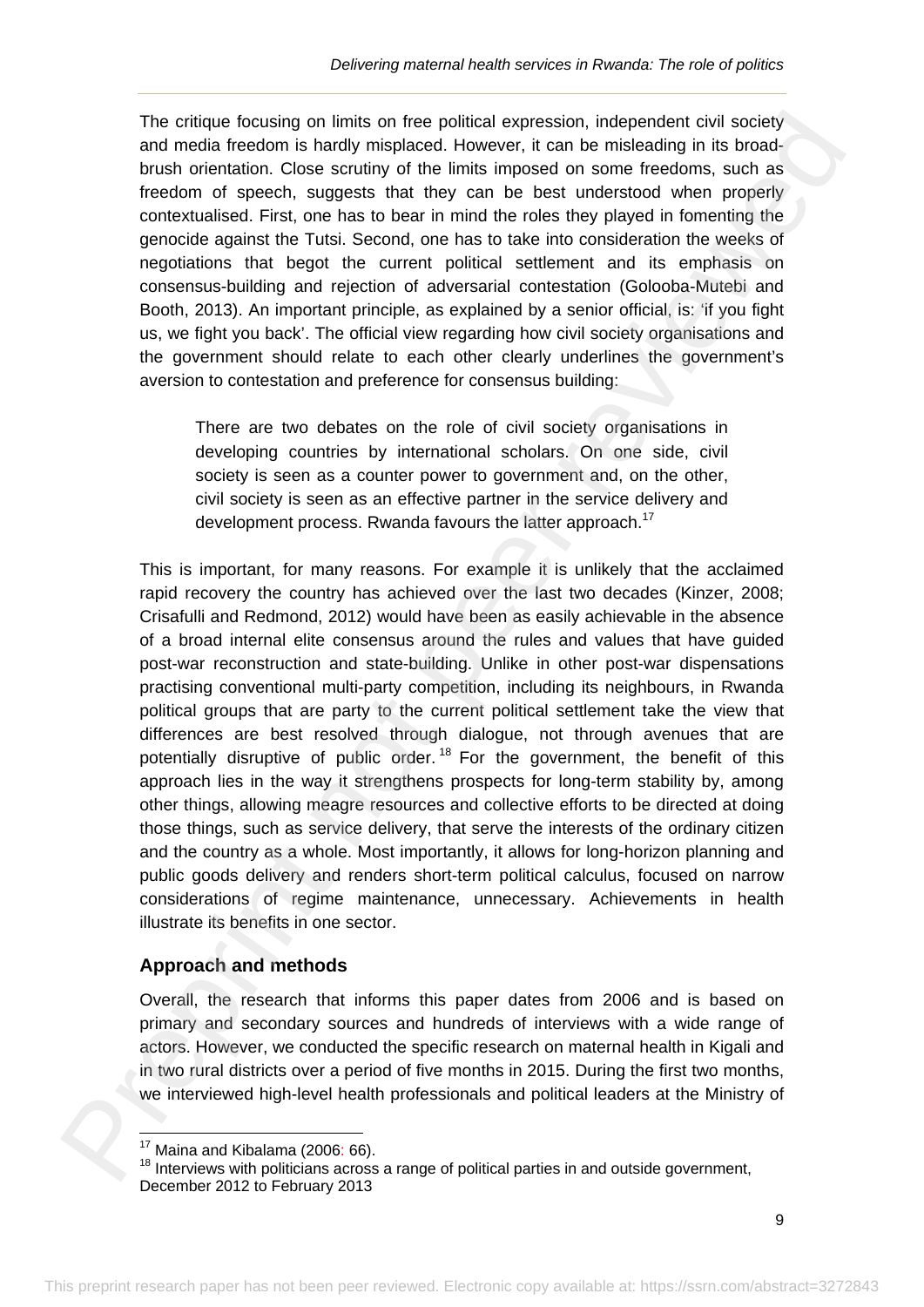The critique focusing on limits on free political expression, independent civil society and media freedom is hardly misplaced. However, it can be misleading in its broad-brush orientation. Close scrutiny of the limits imposed on some freedoms, such as freedom of speech, suggests that they can be best understood when properly contextualised. First, one has to bear in mind the roles they played in fomenting the genocide against the Tutsi. Second, one has to take into consideration the weeks of negotiations that begot the current political settlement and its emphasis on consensus-building and rejection of adversarial contestation (Golooba-Mutebi and Booth, 2013). An important principle, as explained by a senior official, is: 'if you fight us, we fight you back'. The official view regarding how civil society organisations and the government should relate to each other clearly underlines the government's aversion to contestation and preference for consensus building:

> There are two debates on the role of civil society organisations in developing countries by international scholars. On one side, civil society is seen as a counter power to government and, on the other, civil society is seen as an effective partner in the service delivery and development process. Rwanda favours the latter approach.[17]

This is important, for many reasons. For example it is unlikely that the acclaimed rapid recovery the country has achieved over the last two decades (Kinzer, 2008; Crisafulli and Redmond, 2012) would have been as easily achievable in the absence of a broad internal elite consensus around the rules and values that have guided post-war reconstruction and state-building. Unlike in other post-war dispensations practising conventional multi-party competition, including its neighbours, in Rwanda political groups that are party to the current political settlement take the view that differences are best resolved through dialogue, not through avenues that are potentially disruptive of public order.[18] For the government, the benefit of this approach lies in the way it strengthens prospects for long-term stability by, among other things, allowing meagre resources and collective efforts to be directed at doing those things, such as service delivery, that serve the interests of the ordinary citizen and the country as a whole. Most importantly, it allows for long-horizon planning and public goods delivery and renders short-term political calculus, focused on narrow considerations of regime maintenance, unnecessary. Achievements in health illustrate its benefits in one sector.

### Approach and methods

Overall, the research that informs this paper dates from 2006 and is based on primary and secondary sources and hundreds of interviews with a wide range of actors. However, we conducted the specific research on maternal health in Kigali and in two rural districts over a period of five months in 2015. During the first two months, we interviewed high-level health professionals and political leaders at the Ministry of

---

[17] Maina and Kibalama (2006: 66).

[18] Interviews with politicians across a range of political parties in and outside government, December 2012 to February 2013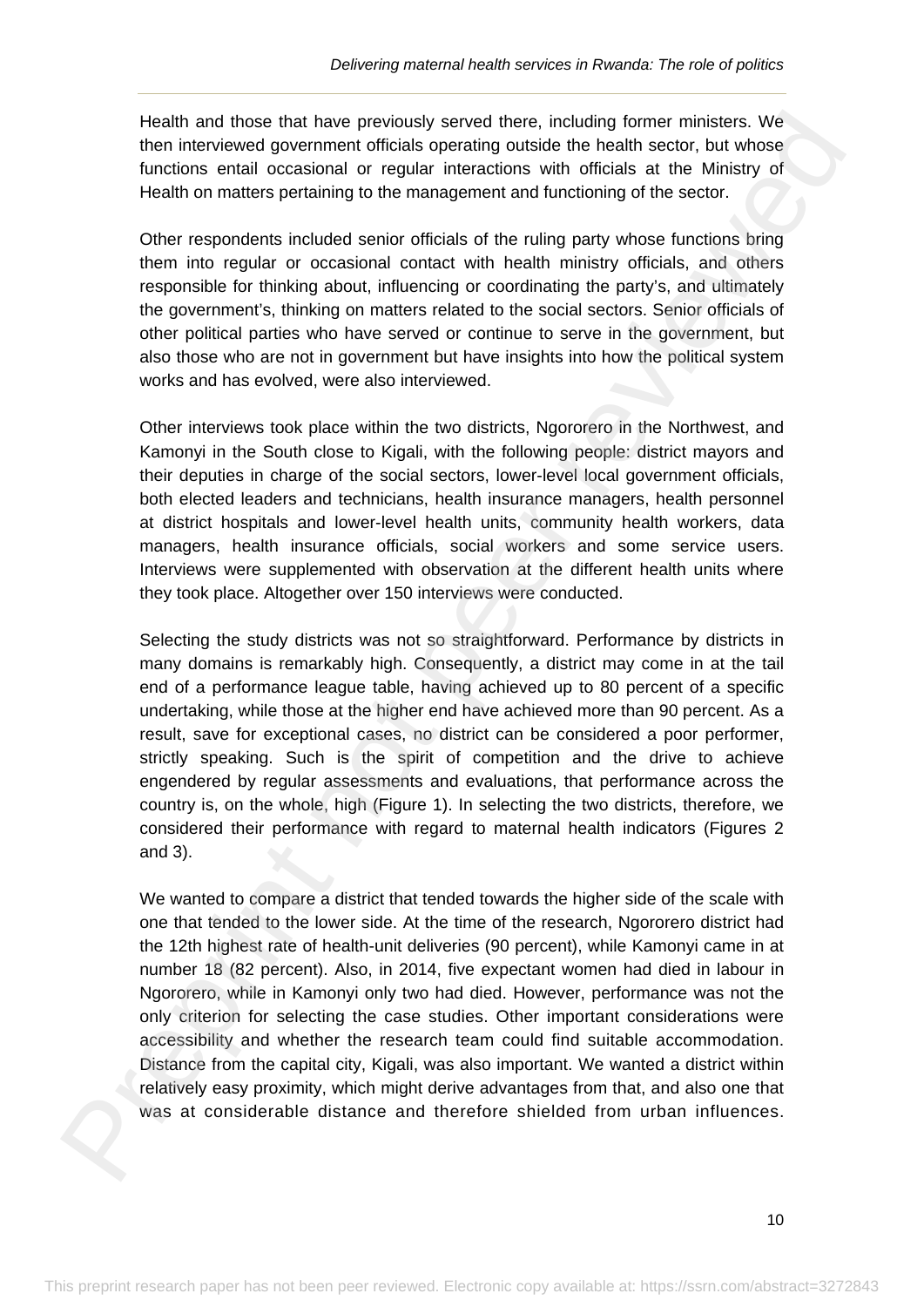Health and those that have previously served there, including former ministers. We then interviewed government officials operating outside the health sector, but whose functions entail occasional or regular interactions with officials at the Ministry of Health on matters pertaining to the management and functioning of the sector.

Other respondents included senior officials of the ruling party whose functions bring them into regular or occasional contact with health ministry officials, and others responsible for thinking about, influencing or coordinating the party's, and ultimately the government's, thinking on matters related to the social sectors. Senior officials of other political parties who have served or continue to serve in the government, but also those who are not in government but have insights into how the political system works and has evolved, were also interviewed.

Other interviews took place within the two districts, Ngororero in the Northwest, and Kamonyi in the South close to Kigali, with the following people: district mayors and their deputies in charge of the social sectors, lower-level local government officials, both elected leaders and technicians, health insurance managers, health personnel at district hospitals and lower-level health units, community health workers, data managers, health insurance officials, social workers and some service users. Interviews were supplemented with observation at the different health units where they took place. Altogether over 150 interviews were conducted.

Selecting the study districts was not so straightforward. Performance by districts in many domains is remarkably high. Consequently, a district may come in at the tail end of a performance league table, having achieved up to 80 percent of a specific undertaking, while those at the higher end have achieved more than 90 percent. As a result, save for exceptional cases, no district can be considered a poor performer, strictly speaking. Such is the spirit of competition and the drive to achieve engendered by regular assessments and evaluations, that performance across the country is, on the whole, high (Figure 1). In selecting the two districts, therefore, we considered their performance with regard to maternal health indicators (Figures 2 and 3).

We wanted to compare a district that tended towards the higher side of the scale with one that tended to the lower side. At the time of the research, Ngororero district had the 12th highest rate of health-unit deliveries (90 percent), while Kamonyi came in at number 18 (82 percent). Also, in 2014, five expectant women had died in labour in Ngororero, while in Kamonyi only two had died. However, performance was not the only criterion for selecting the case studies. Other important considerations were accessibility and whether the research team could find suitable accommodation. Distance from the capital city, Kigali, was also important. We wanted a district within relatively easy proximity, which might derive advantages from that, and also one that was at considerable distance and therefore shielded from urban influences.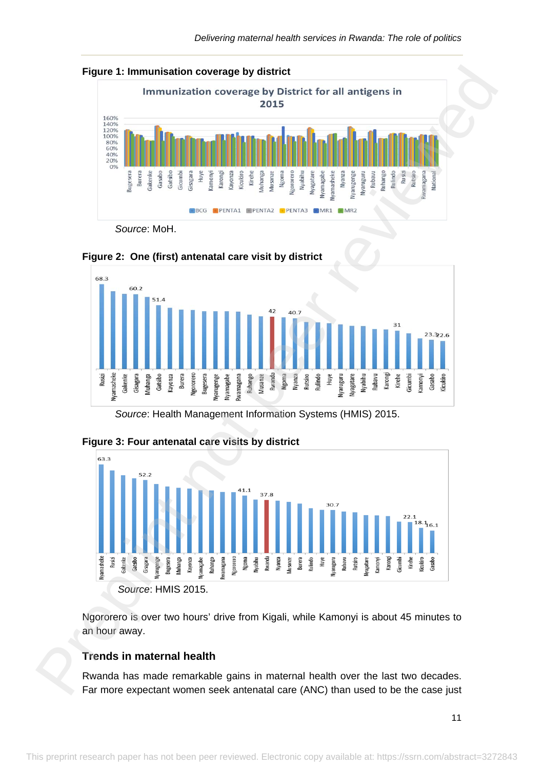**Figure 1: Immunisation coverage by district**

*Source*: MoH.

**Figure 2: One (first) antenatal care visit by district**

*Source*: Health Management Information Systems (HMIS) 2015.

**Figure 3: Four antenatal care visits by district**

*Source*: HMIS 2015.

Ngororero is over two hours' drive from Kigali, while Kamonyi is about 45 minutes to an hour away.

## Trends in maternal health

Rwanda has made remarkable gains in maternal health over the last two decades. Far more expectant women seek antenatal care (ANC) than used to be the case just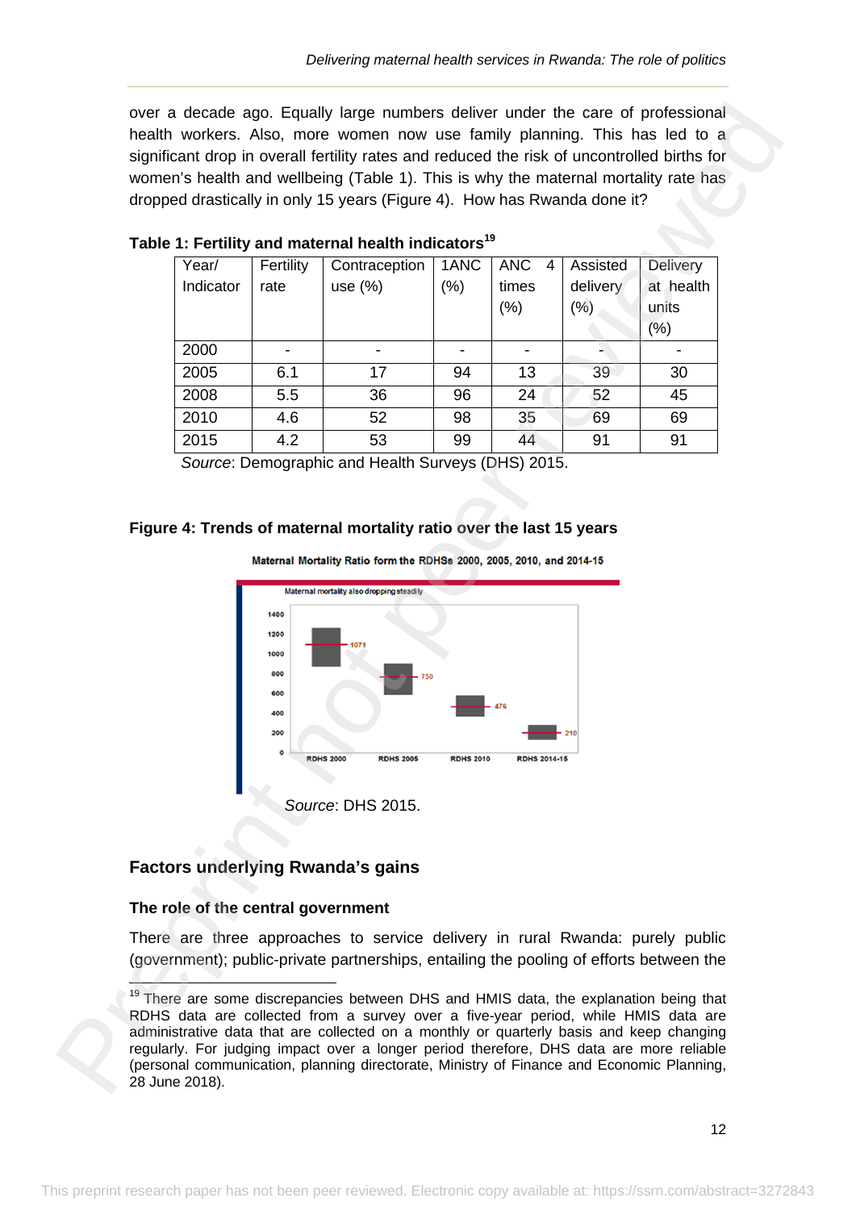over a decade ago. Equally large numbers deliver under the care of professional health workers. Also, more women now use family planning. This has led to a significant drop in overall fertility rates and reduced the risk of uncontrolled births for women's health and wellbeing (Table 1). This is why the maternal mortality rate has dropped drastically in only 15 years (Figure 4). How has Rwanda done it?

**Table 1: Fertility and maternal health indicators[19]**

| Year/ Indicator | Fertility rate | Contraception use (%) | 1ANC (%) | ANC 4 times (%) | Assisted delivery (%) | Delivery at health units (%) |
|---|---|---|---|---|---|---|
| 2000 | - | - | - | - | - | - |
| 2005 | 6.1 | 17 | 94 | 13 | 39 | 30 |
| 2008 | 5.5 | 36 | 96 | 24 | 52 | 45 |
| 2010 | 4.6 | 52 | 98 | 35 | 69 | 69 |
| 2015 | 4.2 | 53 | 99 | 44 | 91 | 91 |

*Source*: Demographic and Health Surveys (DHS) 2015.

**Figure 4: Trends of maternal mortality ratio over the last 15 years**

Maternal Mortality Ratio form the RDHSs 2000, 2005, 2010, and 2014-15

Maternal mortality also dropping steadily

| Survey | Maternal mortality ratio |
|---|---|
| RDHS 2000 | 1071 |
| RDHS 2005 | 750 |
| RDHS 2010 | 476 |
| RDHS 2014-15 | 210 |

*Source*: DHS 2015.

## Factors underlying Rwanda's gains

### The role of the central government

There are three approaches to service delivery in rural Rwanda: purely public (government); public-private partnerships, entailing the pooling of efforts between the

[19] There are some discrepancies between DHS and HMIS data, the explanation being that RDHS data are collected from a survey over a five-year period, while HMIS data are administrative data that are collected on a monthly or quarterly basis and keep changing regularly. For judging impact over a longer period therefore, DHS data are more reliable (personal communication, planning directorate, Ministry of Finance and Economic Planning, 28 June 2018).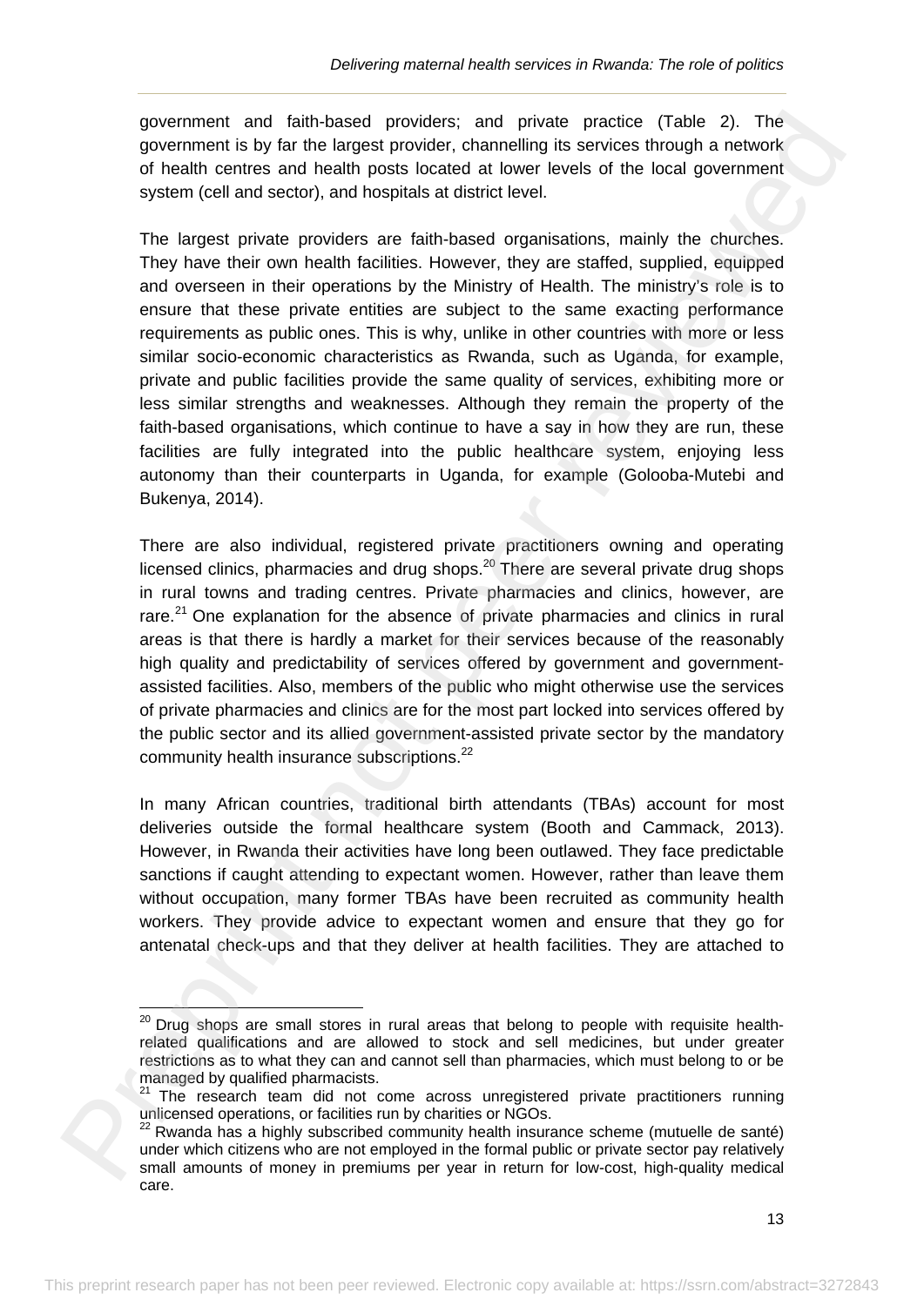government and faith-based providers; and private practice (Table 2). The government is by far the largest provider, channelling its services through a network of health centres and health posts located at lower levels of the local government system (cell and sector), and hospitals at district level.

The largest private providers are faith-based organisations, mainly the churches. They have their own health facilities. However, they are staffed, supplied, equipped and overseen in their operations by the Ministry of Health. The ministry's role is to ensure that these private entities are subject to the same exacting performance requirements as public ones. This is why, unlike in other countries with more or less similar socio-economic characteristics as Rwanda, such as Uganda, for example, private and public facilities provide the same quality of services, exhibiting more or less similar strengths and weaknesses. Although they remain the property of the faith-based organisations, which continue to have a say in how they are run, these facilities are fully integrated into the public healthcare system, enjoying less autonomy than their counterparts in Uganda, for example (Golooba-Mutebi and Bukenya, 2014).

There are also individual, registered private practitioners owning and operating licensed clinics, pharmacies and drug shops.[20] There are several private drug shops in rural towns and trading centres. Private pharmacies and clinics, however, are rare.[21] One explanation for the absence of private pharmacies and clinics in rural areas is that there is hardly a market for their services because of the reasonably high quality and predictability of services offered by government and government-assisted facilities. Also, members of the public who might otherwise use the services of private pharmacies and clinics are for the most part locked into services offered by the public sector and its allied government-assisted private sector by the mandatory community health insurance subscriptions.[22]

In many African countries, traditional birth attendants (TBAs) account for most deliveries outside the formal healthcare system (Booth and Cammack, 2013). However, in Rwanda their activities have long been outlawed. They face predictable sanctions if caught attending to expectant women. However, rather than leave them without occupation, many former TBAs have been recruited as community health workers. They provide advice to expectant women and ensure that they go for antenatal check-ups and that they deliver at health facilities. They are attached to

---

[20] Drug shops are small stores in rural areas that belong to people with requisite health-related qualifications and are allowed to stock and sell medicines, but under greater restrictions as to what they can and cannot sell than pharmacies, which must belong to or be managed by qualified pharmacists.

[21] The research team did not come across unregistered private practitioners running unlicensed operations, or facilities run by charities or NGOs.

[22] Rwanda has a highly subscribed community health insurance scheme (mutuelle de santé) under which citizens who are not employed in the formal public or private sector pay relatively small amounts of money in premiums per year in return for low-cost, high-quality medical care.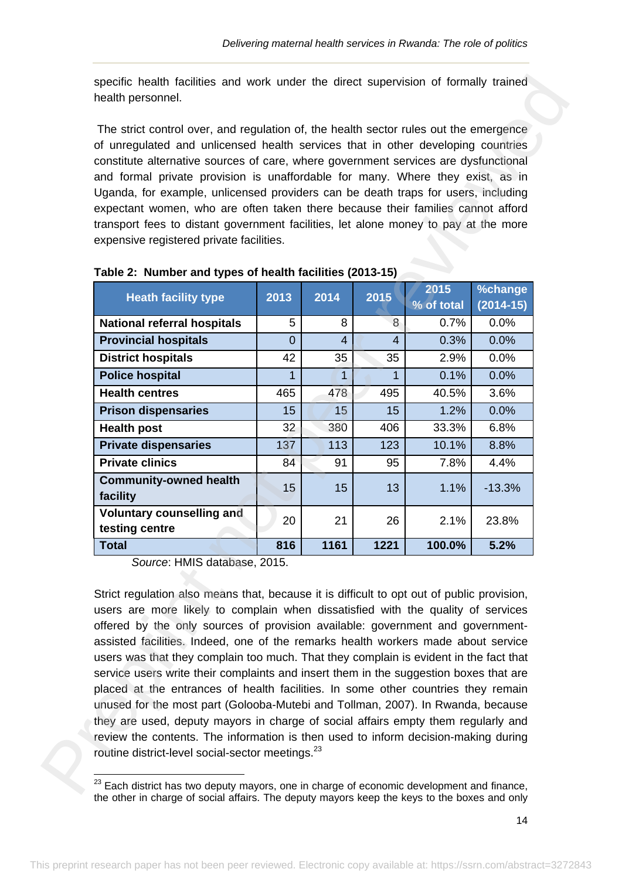specific health facilities and work under the direct supervision of formally trained health personnel.

The strict control over, and regulation of, the health sector rules out the emergence of unregulated and unlicensed health services that in other developing countries constitute alternative sources of care, where government services are dysfunctional and formal private provision is unaffordable for many. Where they exist, as in Uganda, for example, unlicensed providers can be death traps for users, including expectant women, who are often taken there because their families cannot afford transport fees to distant government facilities, let alone money to pay at the more expensive registered private facilities.

**Table 2: Number and types of health facilities (2013-15)**

| Heath facility type | 2013 | 2014 | 2015 | 2015 % of total | %change (2014-15) |
|---|---|---|---|---|---|
| **National referral hospitals** | 5 | 8 | 8 | 0.7% | 0.0% |
| **Provincial hospitals** | 0 | 4 | 4 | 0.3% | 0.0% |
| **District hospitals** | 42 | 35 | 35 | 2.9% | 0.0% |
| **Police hospital** | 1 | 1 | 1 | 0.1% | 0.0% |
| **Health centres** | 465 | 478 | 495 | 40.5% | 3.6% |
| **Prison dispensaries** | 15 | 15 | 15 | 1.2% | 0.0% |
| **Health post** | 32 | 380 | 406 | 33.3% | 6.8% |
| **Private dispensaries** | 137 | 113 | 123 | 10.1% | 8.8% |
| **Private clinics** | 84 | 91 | 95 | 7.8% | 4.4% |
| **Community-owned health facility** | 15 | 15 | 13 | 1.1% | -13.3% |
| **Voluntary counselling and testing centre** | 20 | 21 | 26 | 2.1% | 23.8% |
| **Total** | **816** | **1161** | **1221** | **100.0%** | **5.2%** |

*Source*: HMIS database, 2015.

Strict regulation also means that, because it is difficult to opt out of public provision, users are more likely to complain when dissatisfied with the quality of services offered by the only sources of provision available: government and government-assisted facilities. Indeed, one of the remarks health workers made about service users was that they complain too much. That they complain is evident in the fact that service users write their complaints and insert them in the suggestion boxes that are placed at the entrances of health facilities. In some other countries they remain unused for the most part (Golooba-Mutebi and Tollman, 2007). In Rwanda, because they are used, deputy mayors in charge of social affairs empty them regularly and review the contents. The information is then used to inform decision-making during routine district-level social-sector meetings.[23]

[23] Each district has two deputy mayors, one in charge of economic development and finance, the other in charge of social affairs. The deputy mayors keep the keys to the boxes and only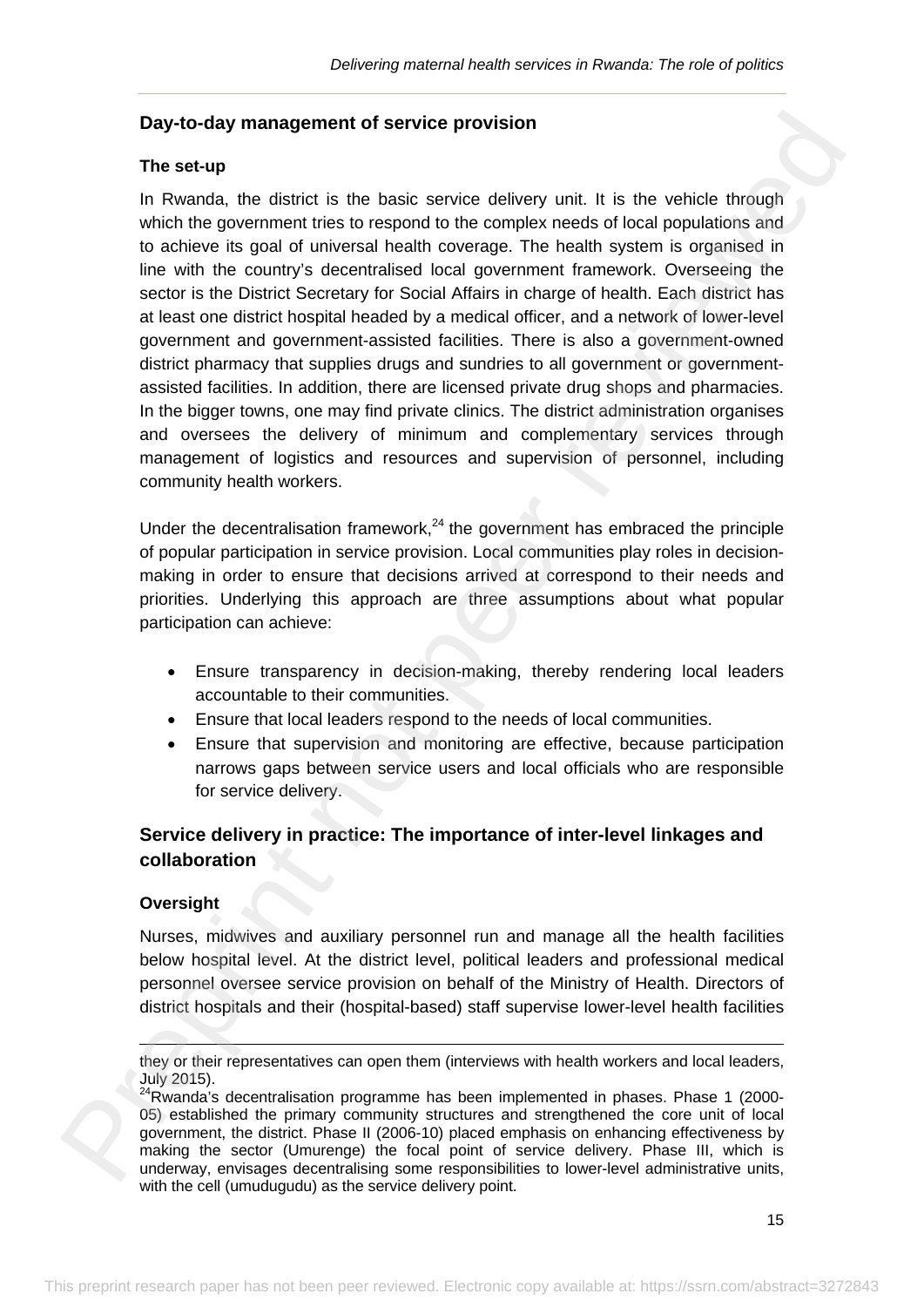## Day-to-day management of service provision

### The set-up

In Rwanda, the district is the basic service delivery unit. It is the vehicle through which the government tries to respond to the complex needs of local populations and to achieve its goal of universal health coverage. The health system is organised in line with the country's decentralised local government framework. Overseeing the sector is the District Secretary for Social Affairs in charge of health. Each district has at least one district hospital headed by a medical officer, and a network of lower-level government and government-assisted facilities. There is also a government-owned district pharmacy that supplies drugs and sundries to all government or government-assisted facilities. In addition, there are licensed private drug shops and pharmacies. In the bigger towns, one may find private clinics. The district administration organises and oversees the delivery of minimum and complementary services through management of logistics and resources and supervision of personnel, including community health workers.

Under the decentralisation framework,[24] the government has embraced the principle of popular participation in service provision. Local communities play roles in decision-making in order to ensure that decisions arrived at correspond to their needs and priorities. Underlying this approach are three assumptions about what popular participation can achieve:

- Ensure transparency in decision-making, thereby rendering local leaders accountable to their communities.
- Ensure that local leaders respond to the needs of local communities.
- Ensure that supervision and monitoring are effective, because participation narrows gaps between service users and local officials who are responsible for service delivery.

## Service delivery in practice: The importance of inter-level linkages and collaboration

### Oversight

Nurses, midwives and auxiliary personnel run and manage all the health facilities below hospital level. At the district level, political leaders and professional medical personnel oversee service provision on behalf of the Ministry of Health. Directors of district hospitals and their (hospital-based) staff supervise lower-level health facilities

---

they or their representatives can open them (interviews with health workers and local leaders, July 2015).

[24] Rwanda's decentralisation programme has been implemented in phases. Phase 1 (2000-05) established the primary community structures and strengthened the core unit of local government, the district. Phase II (2006-10) placed emphasis on enhancing effectiveness by making the sector (Umurenge) the focal point of service delivery. Phase III, which is underway, envisages decentralising some responsibilities to lower-level administrative units, with the cell (umudugudu) as the service delivery point.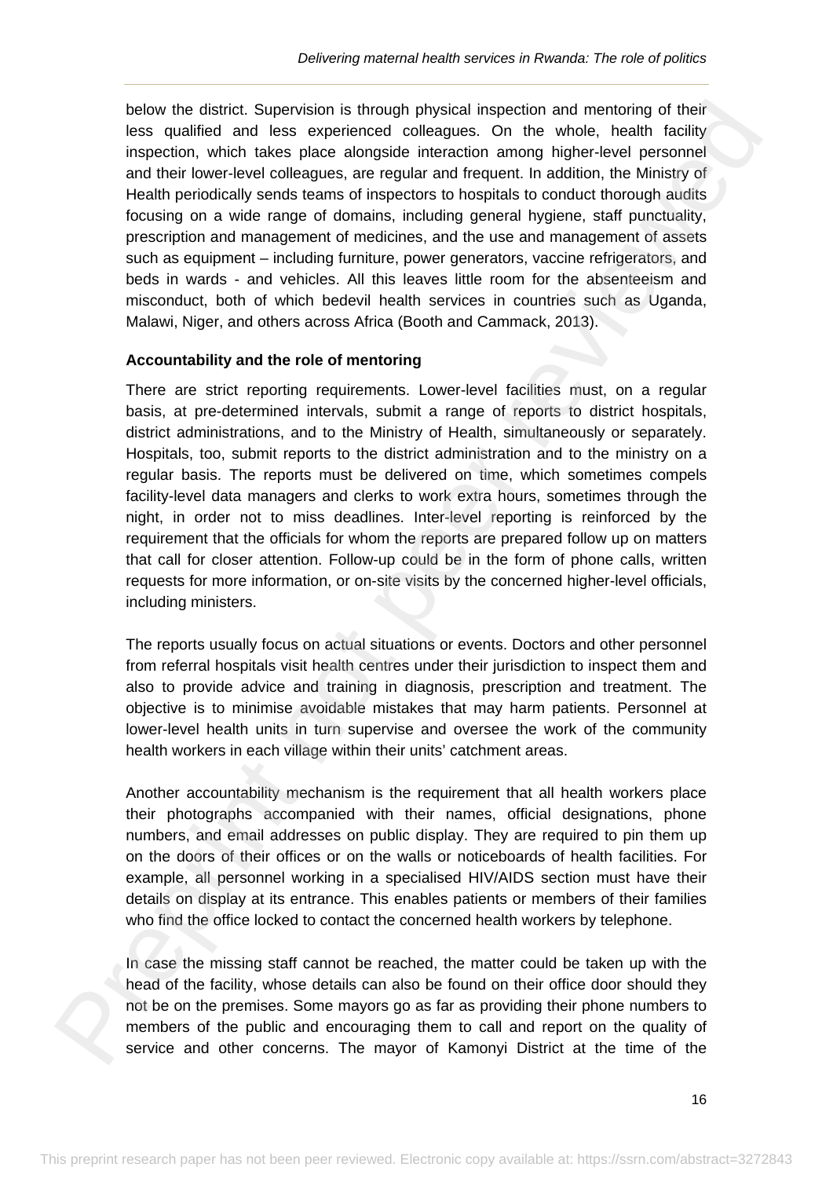below the district. Supervision is through physical inspection and mentoring of their less qualified and less experienced colleagues. On the whole, health facility inspection, which takes place alongside interaction among higher-level personnel and their lower-level colleagues, are regular and frequent. In addition, the Ministry of Health periodically sends teams of inspectors to hospitals to conduct thorough audits focusing on a wide range of domains, including general hygiene, staff punctuality, prescription and management of medicines, and the use and management of assets such as equipment – including furniture, power generators, vaccine refrigerators, and beds in wards - and vehicles. All this leaves little room for the absenteeism and misconduct, both of which bedevil health services in countries such as Uganda, Malawi, Niger, and others across Africa (Booth and Cammack, 2013).

**Accountability and the role of mentoring**

There are strict reporting requirements. Lower-level facilities must, on a regular basis, at pre-determined intervals, submit a range of reports to district hospitals, district administrations, and to the Ministry of Health, simultaneously or separately. Hospitals, too, submit reports to the district administration and to the ministry on a regular basis. The reports must be delivered on time, which sometimes compels facility-level data managers and clerks to work extra hours, sometimes through the night, in order not to miss deadlines. Inter-level reporting is reinforced by the requirement that the officials for whom the reports are prepared follow up on matters that call for closer attention. Follow-up could be in the form of phone calls, written requests for more information, or on-site visits by the concerned higher-level officials, including ministers.

The reports usually focus on actual situations or events. Doctors and other personnel from referral hospitals visit health centres under their jurisdiction to inspect them and also to provide advice and training in diagnosis, prescription and treatment. The objective is to minimise avoidable mistakes that may harm patients. Personnel at lower-level health units in turn supervise and oversee the work of the community health workers in each village within their units' catchment areas.

Another accountability mechanism is the requirement that all health workers place their photographs accompanied with their names, official designations, phone numbers, and email addresses on public display. They are required to pin them up on the doors of their offices or on the walls or noticeboards of health facilities. For example, all personnel working in a specialised HIV/AIDS section must have their details on display at its entrance. This enables patients or members of their families who find the office locked to contact the concerned health workers by telephone.

In case the missing staff cannot be reached, the matter could be taken up with the head of the facility, whose details can also be found on their office door should they not be on the premises. Some mayors go as far as providing their phone numbers to members of the public and encouraging them to call and report on the quality of service and other concerns. The mayor of Kamonyi District at the time of the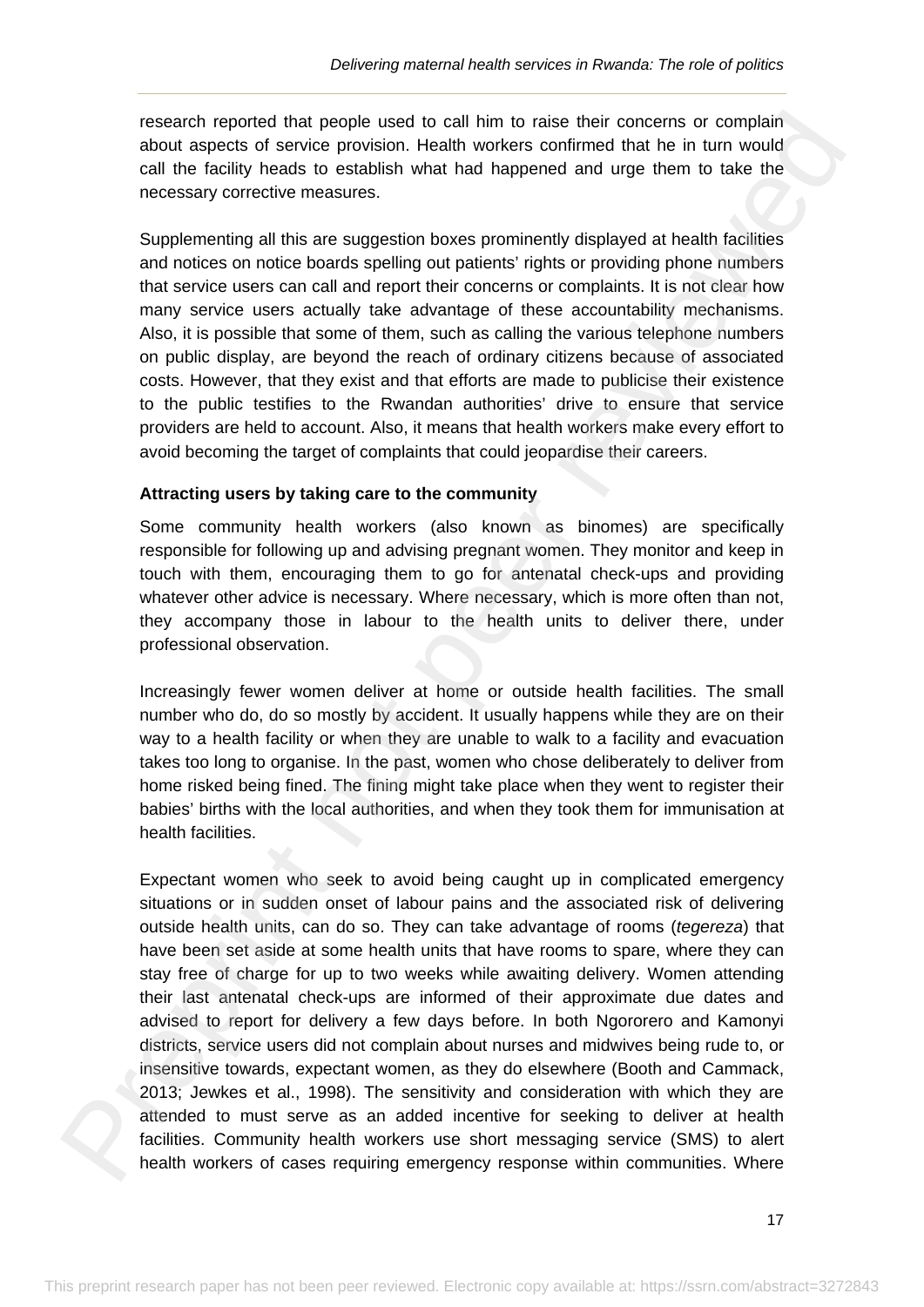research reported that people used to call him to raise their concerns or complain about aspects of service provision. Health workers confirmed that he in turn would call the facility heads to establish what had happened and urge them to take the necessary corrective measures.

Supplementing all this are suggestion boxes prominently displayed at health facilities and notices on notice boards spelling out patients' rights or providing phone numbers that service users can call and report their concerns or complaints. It is not clear how many service users actually take advantage of these accountability mechanisms. Also, it is possible that some of them, such as calling the various telephone numbers on public display, are beyond the reach of ordinary citizens because of associated costs. However, that they exist and that efforts are made to publicise their existence to the public testifies to the Rwandan authorities' drive to ensure that service providers are held to account. Also, it means that health workers make every effort to avoid becoming the target of complaints that could jeopardise their careers.

**Attracting users by taking care to the community**

Some community health workers (also known as binomes) are specifically responsible for following up and advising pregnant women. They monitor and keep in touch with them, encouraging them to go for antenatal check-ups and providing whatever other advice is necessary. Where necessary, which is more often than not, they accompany those in labour to the health units to deliver there, under professional observation.

Increasingly fewer women deliver at home or outside health facilities. The small number who do, do so mostly by accident. It usually happens while they are on their way to a health facility or when they are unable to walk to a facility and evacuation takes too long to organise. In the past, women who chose deliberately to deliver from home risked being fined. The fining might take place when they went to register their babies' births with the local authorities, and when they took them for immunisation at health facilities.

Expectant women who seek to avoid being caught up in complicated emergency situations or in sudden onset of labour pains and the associated risk of delivering outside health units, can do so. They can take advantage of rooms (*tegereza*) that have been set aside at some health units that have rooms to spare, where they can stay free of charge for up to two weeks while awaiting delivery. Women attending their last antenatal check-ups are informed of their approximate due dates and advised to report for delivery a few days before. In both Ngororero and Kamonyi districts, service users did not complain about nurses and midwives being rude to, or insensitive towards, expectant women, as they do elsewhere (Booth and Cammack, 2013; Jewkes et al., 1998). The sensitivity and consideration with which they are attended to must serve as an added incentive for seeking to deliver at health facilities. Community health workers use short messaging service (SMS) to alert health workers of cases requiring emergency response within communities. Where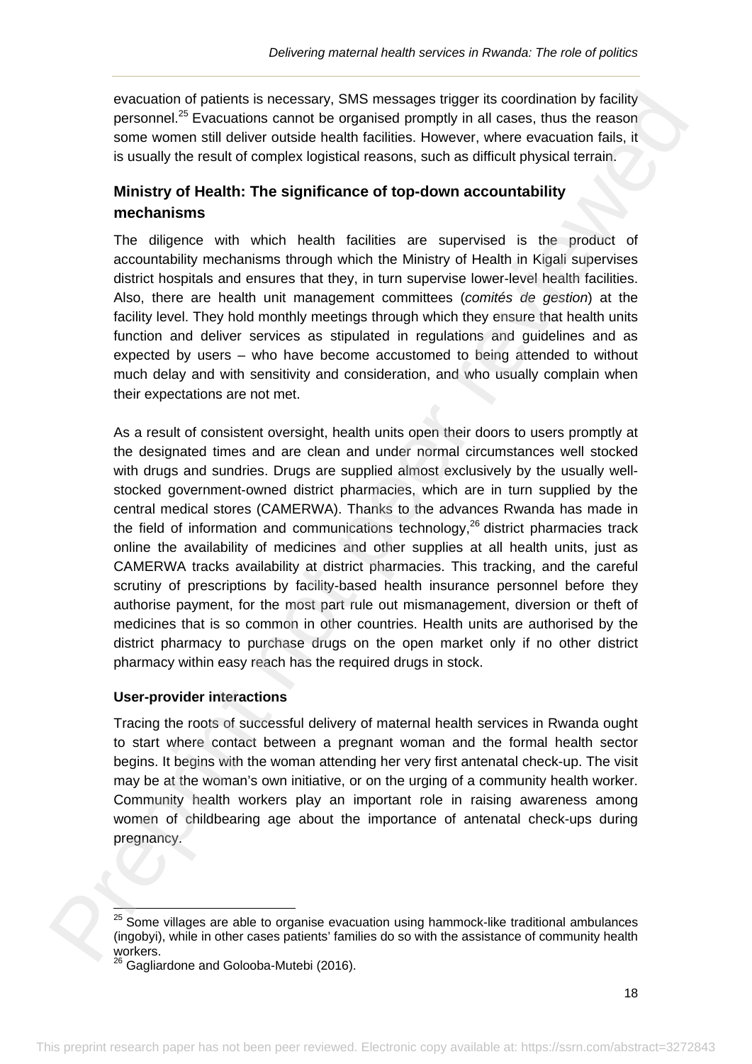evacuation of patients is necessary, SMS messages trigger its coordination by facility personnel.[25] Evacuations cannot be organised promptly in all cases, thus the reason some women still deliver outside health facilities. However, where evacuation fails, it is usually the result of complex logistical reasons, such as difficult physical terrain.

## Ministry of Health: The significance of top-down accountability mechanisms

The diligence with which health facilities are supervised is the product of accountability mechanisms through which the Ministry of Health in Kigali supervises district hospitals and ensures that they, in turn supervise lower-level health facilities. Also, there are health unit management committees (*comités de gestion*) at the facility level. They hold monthly meetings through which they ensure that health units function and deliver services as stipulated in regulations and guidelines and as expected by users – who have become accustomed to being attended to without much delay and with sensitivity and consideration, and who usually complain when their expectations are not met.

As a result of consistent oversight, health units open their doors to users promptly at the designated times and are clean and under normal circumstances well stocked with drugs and sundries. Drugs are supplied almost exclusively by the usually well-stocked government-owned district pharmacies, which are in turn supplied by the central medical stores (CAMERWA). Thanks to the advances Rwanda has made in the field of information and communications technology,[26] district pharmacies track online the availability of medicines and other supplies at all health units, just as CAMERWA tracks availability at district pharmacies. This tracking, and the careful scrutiny of prescriptions by facility-based health insurance personnel before they authorise payment, for the most part rule out mismanagement, diversion or theft of medicines that is so common in other countries. Health units are authorised by the district pharmacy to purchase drugs on the open market only if no other district pharmacy within easy reach has the required drugs in stock.

### User-provider interactions

Tracing the roots of successful delivery of maternal health services in Rwanda ought to start where contact between a pregnant woman and the formal health sector begins. It begins with the woman attending her very first antenatal check-up. The visit may be at the woman's own initiative, or on the urging of a community health worker. Community health workers play an important role in raising awareness among women of childbearing age about the importance of antenatal check-ups during pregnancy.

---

[25] Some villages are able to organise evacuation using hammock-like traditional ambulances (ingobyi), while in other cases patients' families do so with the assistance of community health workers.

[26] Gagliardone and Golooba-Mutebi (2016).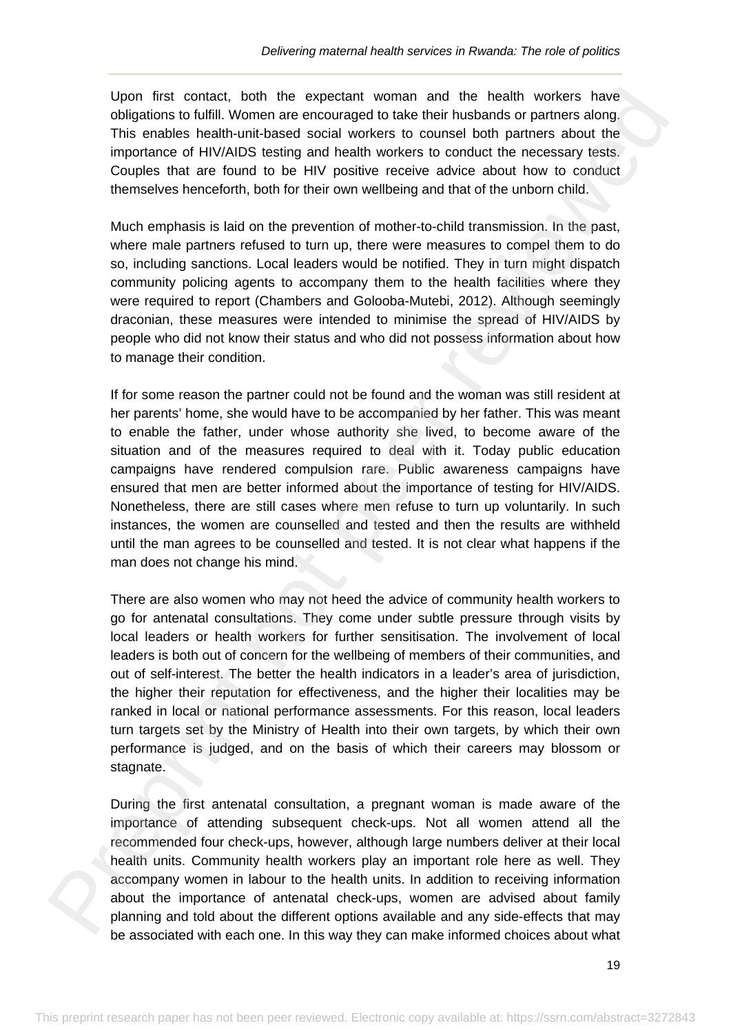Upon first contact, both the expectant woman and the health workers have obligations to fulfill. Women are encouraged to take their husbands or partners along. This enables health-unit-based social workers to counsel both partners about the importance of HIV/AIDS testing and health workers to conduct the necessary tests. Couples that are found to be HIV positive receive advice about how to conduct themselves henceforth, both for their own wellbeing and that of the unborn child.

Much emphasis is laid on the prevention of mother-to-child transmission. In the past, where male partners refused to turn up, there were measures to compel them to do so, including sanctions. Local leaders would be notified. They in turn might dispatch community policing agents to accompany them to the health facilities where they were required to report (Chambers and Golooba-Mutebi, 2012). Although seemingly draconian, these measures were intended to minimise the spread of HIV/AIDS by people who did not know their status and who did not possess information about how to manage their condition.

If for some reason the partner could not be found and the woman was still resident at her parents' home, she would have to be accompanied by her father. This was meant to enable the father, under whose authority she lived, to become aware of the situation and of the measures required to deal with it. Today public education campaigns have rendered compulsion rare. Public awareness campaigns have ensured that men are better informed about the importance of testing for HIV/AIDS. Nonetheless, there are still cases where men refuse to turn up voluntarily. In such instances, the women are counselled and tested and then the results are withheld until the man agrees to be counselled and tested. It is not clear what happens if the man does not change his mind.

There are also women who may not heed the advice of community health workers to go for antenatal consultations. They come under subtle pressure through visits by local leaders or health workers for further sensitisation. The involvement of local leaders is both out of concern for the wellbeing of members of their communities, and out of self-interest. The better the health indicators in a leader's area of jurisdiction, the higher their reputation for effectiveness, and the higher their localities may be ranked in local or national performance assessments. For this reason, local leaders turn targets set by the Ministry of Health into their own targets, by which their own performance is judged, and on the basis of which their careers may blossom or stagnate.

During the first antenatal consultation, a pregnant woman is made aware of the importance of attending subsequent check-ups. Not all women attend all the recommended four check-ups, however, although large numbers deliver at their local health units. Community health workers play an important role here as well. They accompany women in labour to the health units. In addition to receiving information about the importance of antenatal check-ups, women are advised about family planning and told about the different options available and any side-effects that may be associated with each one. In this way they can make informed choices about what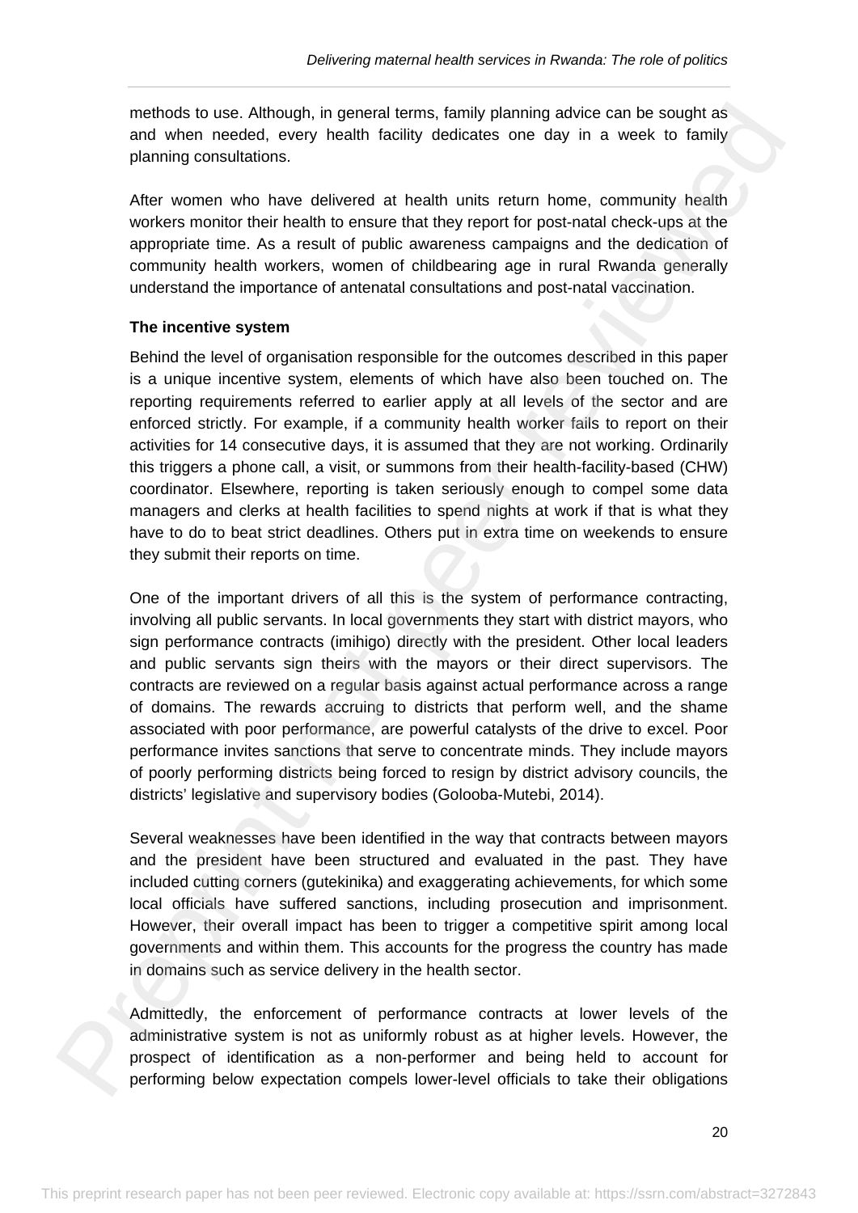methods to use. Although, in general terms, family planning advice can be sought as and when needed, every health facility dedicates one day in a week to family planning consultations.

After women who have delivered at health units return home, community health workers monitor their health to ensure that they report for post-natal check-ups at the appropriate time. As a result of public awareness campaigns and the dedication of community health workers, women of childbearing age in rural Rwanda generally understand the importance of antenatal consultations and post-natal vaccination.

**The incentive system**

Behind the level of organisation responsible for the outcomes described in this paper is a unique incentive system, elements of which have also been touched on. The reporting requirements referred to earlier apply at all levels of the sector and are enforced strictly. For example, if a community health worker fails to report on their activities for 14 consecutive days, it is assumed that they are not working. Ordinarily this triggers a phone call, a visit, or summons from their health-facility-based (CHW) coordinator. Elsewhere, reporting is taken seriously enough to compel some data managers and clerks at health facilities to spend nights at work if that is what they have to do to beat strict deadlines. Others put in extra time on weekends to ensure they submit their reports on time.

One of the important drivers of all this is the system of performance contracting, involving all public servants. In local governments they start with district mayors, who sign performance contracts (imihigo) directly with the president. Other local leaders and public servants sign theirs with the mayors or their direct supervisors. The contracts are reviewed on a regular basis against actual performance across a range of domains. The rewards accruing to districts that perform well, and the shame associated with poor performance, are powerful catalysts of the drive to excel. Poor performance invites sanctions that serve to concentrate minds. They include mayors of poorly performing districts being forced to resign by district advisory councils, the districts' legislative and supervisory bodies (Golooba-Mutebi, 2014).

Several weaknesses have been identified in the way that contracts between mayors and the president have been structured and evaluated in the past. They have included cutting corners (gutekinika) and exaggerating achievements, for which some local officials have suffered sanctions, including prosecution and imprisonment. However, their overall impact has been to trigger a competitive spirit among local governments and within them. This accounts for the progress the country has made in domains such as service delivery in the health sector.

Admittedly, the enforcement of performance contracts at lower levels of the administrative system is not as uniformly robust as at higher levels. However, the prospect of identification as a non-performer and being held to account for performing below expectation compels lower-level officials to take their obligations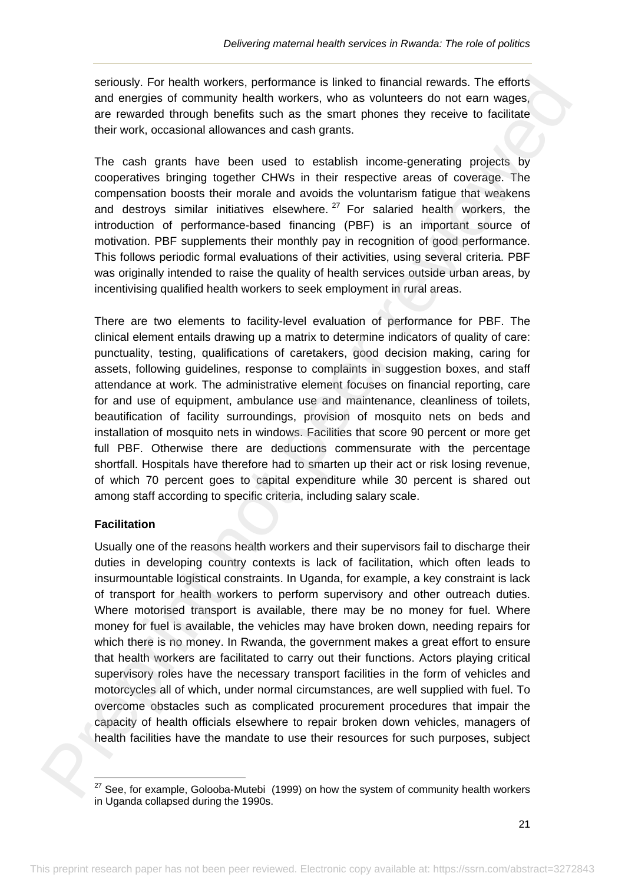seriously. For health workers, performance is linked to financial rewards. The efforts and energies of community health workers, who as volunteers do not earn wages, are rewarded through benefits such as the smart phones they receive to facilitate their work, occasional allowances and cash grants.

The cash grants have been used to establish income-generating projects by cooperatives bringing together CHWs in their respective areas of coverage. The compensation boosts their morale and avoids the voluntarism fatigue that weakens and destroys similar initiatives elsewhere.[27] For salaried health workers, the introduction of performance-based financing (PBF) is an important source of motivation. PBF supplements their monthly pay in recognition of good performance. This follows periodic formal evaluations of their activities, using several criteria. PBF was originally intended to raise the quality of health services outside urban areas, by incentivising qualified health workers to seek employment in rural areas.

There are two elements to facility-level evaluation of performance for PBF. The clinical element entails drawing up a matrix to determine indicators of quality of care: punctuality, testing, qualifications of caretakers, good decision making, caring for assets, following guidelines, response to complaints in suggestion boxes, and staff attendance at work. The administrative element focuses on financial reporting, care for and use of equipment, ambulance use and maintenance, cleanliness of toilets, beautification of facility surroundings, provision of mosquito nets on beds and installation of mosquito nets in windows. Facilities that score 90 percent or more get full PBF. Otherwise there are deductions commensurate with the percentage shortfall. Hospitals have therefore had to smarten up their act or risk losing revenue, of which 70 percent goes to capital expenditure while 30 percent is shared out among staff according to specific criteria, including salary scale.

**Facilitation**

Usually one of the reasons health workers and their supervisors fail to discharge their duties in developing country contexts is lack of facilitation, which often leads to insurmountable logistical constraints. In Uganda, for example, a key constraint is lack of transport for health workers to perform supervisory and other outreach duties. Where motorised transport is available, there may be no money for fuel. Where money for fuel is available, the vehicles may have broken down, needing repairs for which there is no money. In Rwanda, the government makes a great effort to ensure that health workers are facilitated to carry out their functions. Actors playing critical supervisory roles have the necessary transport facilities in the form of vehicles and motorcycles all of which, under normal circumstances, are well supplied with fuel. To overcome obstacles such as complicated procurement procedures that impair the capacity of health officials elsewhere to repair broken down vehicles, managers of health facilities have the mandate to use their resources for such purposes, subject

[27] See, for example, Golooba-Mutebi (1999) on how the system of community health workers in Uganda collapsed during the 1990s.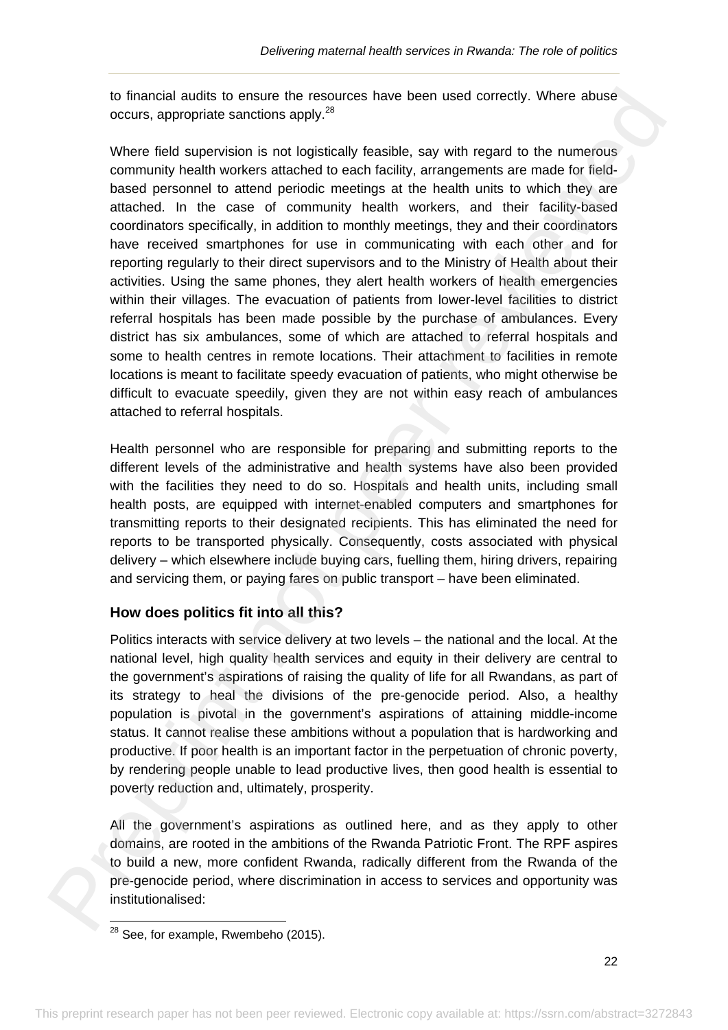to financial audits to ensure the resources have been used correctly. Where abuse occurs, appropriate sanctions apply.[28]

Where field supervision is not logistically feasible, say with regard to the numerous community health workers attached to each facility, arrangements are made for field-based personnel to attend periodic meetings at the health units to which they are attached. In the case of community health workers, and their facility-based coordinators specifically, in addition to monthly meetings, they and their coordinators have received smartphones for use in communicating with each other and for reporting regularly to their direct supervisors and to the Ministry of Health about their activities. Using the same phones, they alert health workers of health emergencies within their villages. The evacuation of patients from lower-level facilities to district referral hospitals has been made possible by the purchase of ambulances. Every district has six ambulances, some of which are attached to referral hospitals and some to health centres in remote locations. Their attachment to facilities in remote locations is meant to facilitate speedy evacuation of patients, who might otherwise be difficult to evacuate speedily, given they are not within easy reach of ambulances attached to referral hospitals.

Health personnel who are responsible for preparing and submitting reports to the different levels of the administrative and health systems have also been provided with the facilities they need to do so. Hospitals and health units, including small health posts, are equipped with internet-enabled computers and smartphones for transmitting reports to their designated recipients. This has eliminated the need for reports to be transported physically. Consequently, costs associated with physical delivery – which elsewhere include buying cars, fuelling them, hiring drivers, repairing and servicing them, or paying fares on public transport – have been eliminated.

### How does politics fit into all this?

Politics interacts with service delivery at two levels – the national and the local. At the national level, high quality health services and equity in their delivery are central to the government's aspirations of raising the quality of life for all Rwandans, as part of its strategy to heal the divisions of the pre-genocide period. Also, a healthy population is pivotal in the government's aspirations of attaining middle-income status. It cannot realise these ambitions without a population that is hardworking and productive. If poor health is an important factor in the perpetuation of chronic poverty, by rendering people unable to lead productive lives, then good health is essential to poverty reduction and, ultimately, prosperity.

All the government's aspirations as outlined here, and as they apply to other domains, are rooted in the ambitions of the Rwanda Patriotic Front. The RPF aspires to build a new, more confident Rwanda, radically different from the Rwanda of the pre-genocide period, where discrimination in access to services and opportunity was institutionalised:

[28] See, for example, Rwembeho (2015).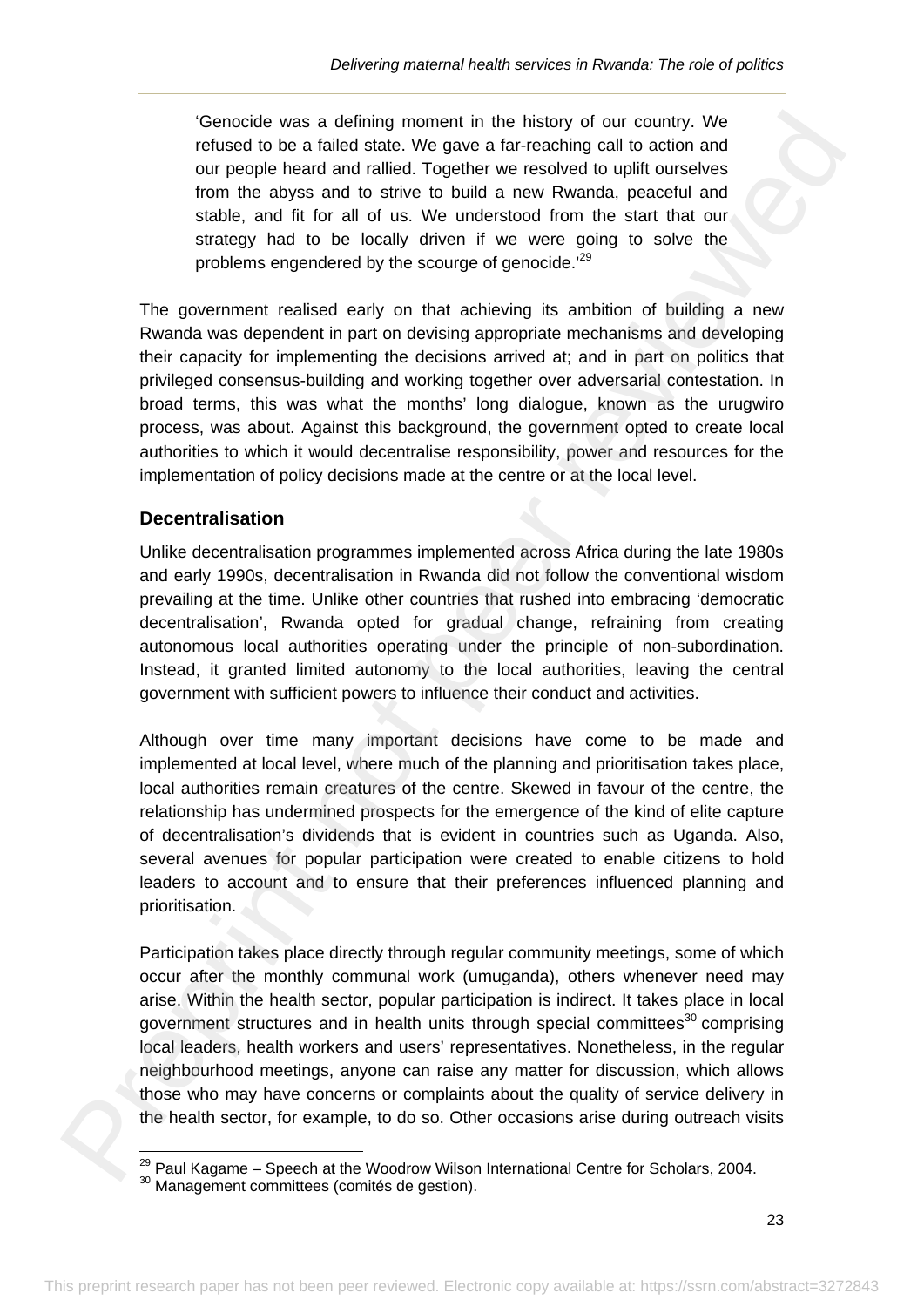> ‘Genocide was a defining moment in the history of our country. We refused to be a failed state. We gave a far-reaching call to action and our people heard and rallied. Together we resolved to uplift ourselves from the abyss and to strive to build a new Rwanda, peaceful and stable, and fit for all of us. We understood from the start that our strategy had to be locally driven if we were going to solve the problems engendered by the scourge of genocide.’[29]

The government realised early on that achieving its ambition of building a new Rwanda was dependent in part on devising appropriate mechanisms and developing their capacity for implementing the decisions arrived at; and in part on politics that privileged consensus-building and working together over adversarial contestation. In broad terms, this was what the months’ long dialogue, known as the urugwiro process, was about. Against this background, the government opted to create local authorities to which it would decentralise responsibility, power and resources for the implementation of policy decisions made at the centre or at the local level.

### Decentralisation

Unlike decentralisation programmes implemented across Africa during the late 1980s and early 1990s, decentralisation in Rwanda did not follow the conventional wisdom prevailing at the time. Unlike other countries that rushed into embracing ‘democratic decentralisation’, Rwanda opted for gradual change, refraining from creating autonomous local authorities operating under the principle of non-subordination. Instead, it granted limited autonomy to the local authorities, leaving the central government with sufficient powers to influence their conduct and activities.

Although over time many important decisions have come to be made and implemented at local level, where much of the planning and prioritisation takes place, local authorities remain creatures of the centre. Skewed in favour of the centre, the relationship has undermined prospects for the emergence of the kind of elite capture of decentralisation’s dividends that is evident in countries such as Uganda. Also, several avenues for popular participation were created to enable citizens to hold leaders to account and to ensure that their preferences influenced planning and prioritisation.

Participation takes place directly through regular community meetings, some of which occur after the monthly communal work (umuganda), others whenever need may arise. Within the health sector, popular participation is indirect. It takes place in local government structures and in health units through special committees[30] comprising local leaders, health workers and users’ representatives. Nonetheless, in the regular neighbourhood meetings, anyone can raise any matter for discussion, which allows those who may have concerns or complaints about the quality of service delivery in the health sector, for example, to do so. Other occasions arise during outreach visits

---

[29] Paul Kagame – Speech at the Woodrow Wilson International Centre for Scholars, 2004.

[30] Management committees (comités de gestion).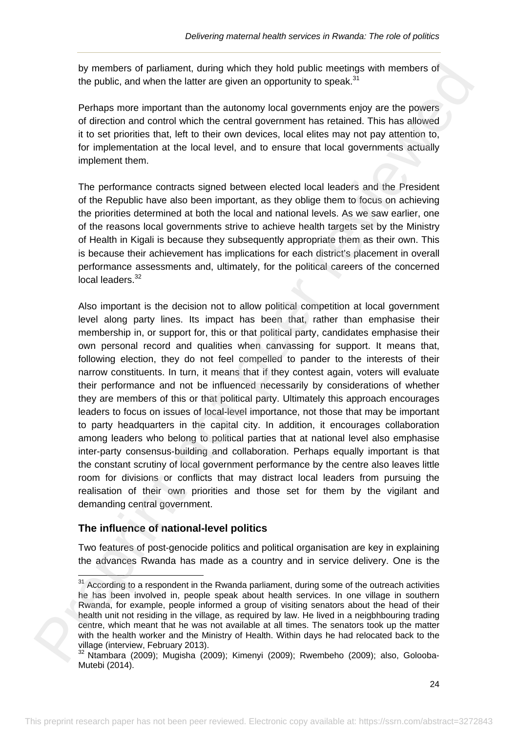by members of parliament, during which they hold public meetings with members of the public, and when the latter are given an opportunity to speak.[31]

Perhaps more important than the autonomy local governments enjoy are the powers of direction and control which the central government has retained. This has allowed it to set priorities that, left to their own devices, local elites may not pay attention to, for implementation at the local level, and to ensure that local governments actually implement them.

The performance contracts signed between elected local leaders and the President of the Republic have also been important, as they oblige them to focus on achieving the priorities determined at both the local and national levels. As we saw earlier, one of the reasons local governments strive to achieve health targets set by the Ministry of Health in Kigali is because they subsequently appropriate them as their own. This is because their achievement has implications for each district's placement in overall performance assessments and, ultimately, for the political careers of the concerned local leaders.[32]

Also important is the decision not to allow political competition at local government level along party lines. Its impact has been that, rather than emphasise their membership in, or support for, this or that political party, candidates emphasise their own personal record and qualities when canvassing for support. It means that, following election, they do not feel compelled to pander to the interests of their narrow constituents. In turn, it means that if they contest again, voters will evaluate their performance and not be influenced necessarily by considerations of whether they are members of this or that political party. Ultimately this approach encourages leaders to focus on issues of local-level importance, not those that may be important to party headquarters in the capital city. In addition, it encourages collaboration among leaders who belong to political parties that at national level also emphasise inter-party consensus-building and collaboration. Perhaps equally important is that the constant scrutiny of local government performance by the centre also leaves little room for divisions or conflicts that may distract local leaders from pursuing the realisation of their own priorities and those set for them by the vigilant and demanding central government.

### The influence of national-level politics

Two features of post-genocide politics and political organisation are key in explaining the advances Rwanda has made as a country and in service delivery. One is the

---

[31] According to a respondent in the Rwanda parliament, during some of the outreach activities he has been involved in, people speak about health services. In one village in southern Rwanda, for example, people informed a group of visiting senators about the head of their health unit not residing in the village, as required by law. He lived in a neigbhbouring trading centre, which meant that he was not available at all times. The senators took up the matter with the health worker and the Ministry of Health. Within days he had relocated back to the village (interview, February 2013).

[32] Ntambara (2009); Mugisha (2009); Kimenyi (2009); Rwembeho (2009); also, Golooba-Mutebi (2014).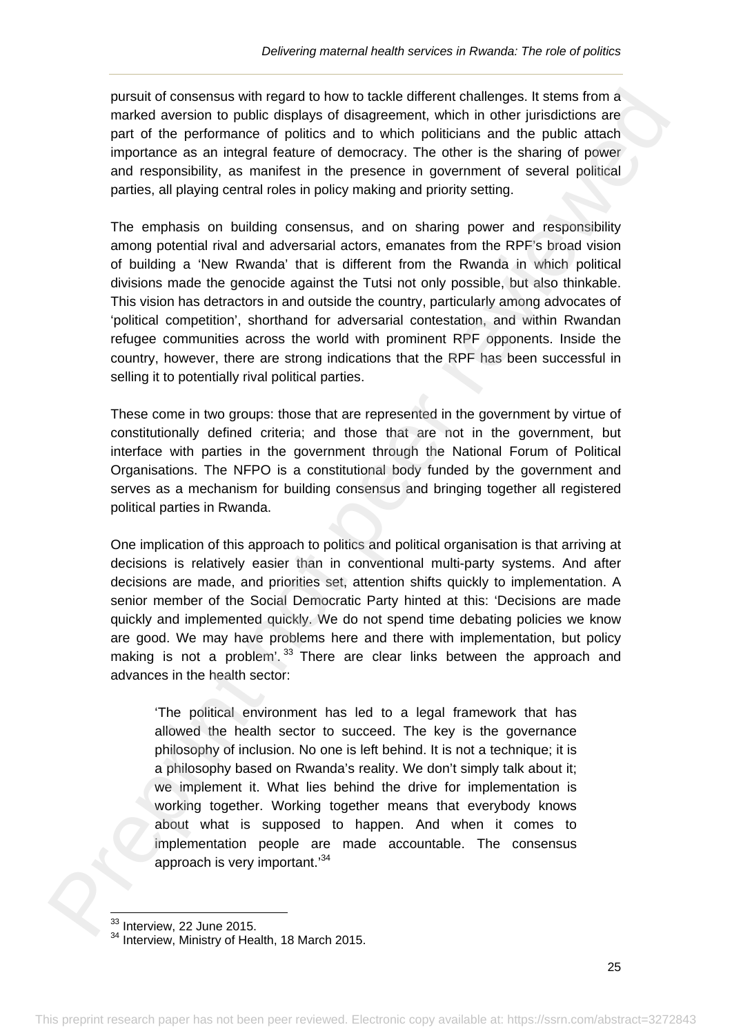pursuit of consensus with regard to how to tackle different challenges. It stems from a marked aversion to public displays of disagreement, which in other jurisdictions are part of the performance of politics and to which politicians and the public attach importance as an integral feature of democracy. The other is the sharing of power and responsibility, as manifest in the presence in government of several political parties, all playing central roles in policy making and priority setting.

The emphasis on building consensus, and on sharing power and responsibility among potential rival and adversarial actors, emanates from the RPF's broad vision of building a 'New Rwanda' that is different from the Rwanda in which political divisions made the genocide against the Tutsi not only possible, but also thinkable. This vision has detractors in and outside the country, particularly among advocates of 'political competition', shorthand for adversarial contestation, and within Rwandan refugee communities across the world with prominent RPF opponents. Inside the country, however, there are strong indications that the RPF has been successful in selling it to potentially rival political parties.

These come in two groups: those that are represented in the government by virtue of constitutionally defined criteria; and those that are not in the government, but interface with parties in the government through the National Forum of Political Organisations. The NFPO is a constitutional body funded by the government and serves as a mechanism for building consensus and bringing together all registered political parties in Rwanda.

One implication of this approach to politics and political organisation is that arriving at decisions is relatively easier than in conventional multi-party systems. And after decisions are made, and priorities set, attention shifts quickly to implementation. A senior member of the Social Democratic Party hinted at this: 'Decisions are made quickly and implemented quickly. We do not spend time debating policies we know are good. We may have problems here and there with implementation, but policy making is not a problem'.[33] There are clear links between the approach and advances in the health sector:

> 'The political environment has led to a legal framework that has allowed the health sector to succeed. The key is the governance philosophy of inclusion. No one is left behind. It is not a technique; it is a philosophy based on Rwanda's reality. We don't simply talk about it; we implement it. What lies behind the drive for implementation is working together. Working together means that everybody knows about what is supposed to happen. And when it comes to implementation people are made accountable. The consensus approach is very important.'[34]

[33] Interview, 22 June 2015.
[34] Interview, Ministry of Health, 18 March 2015.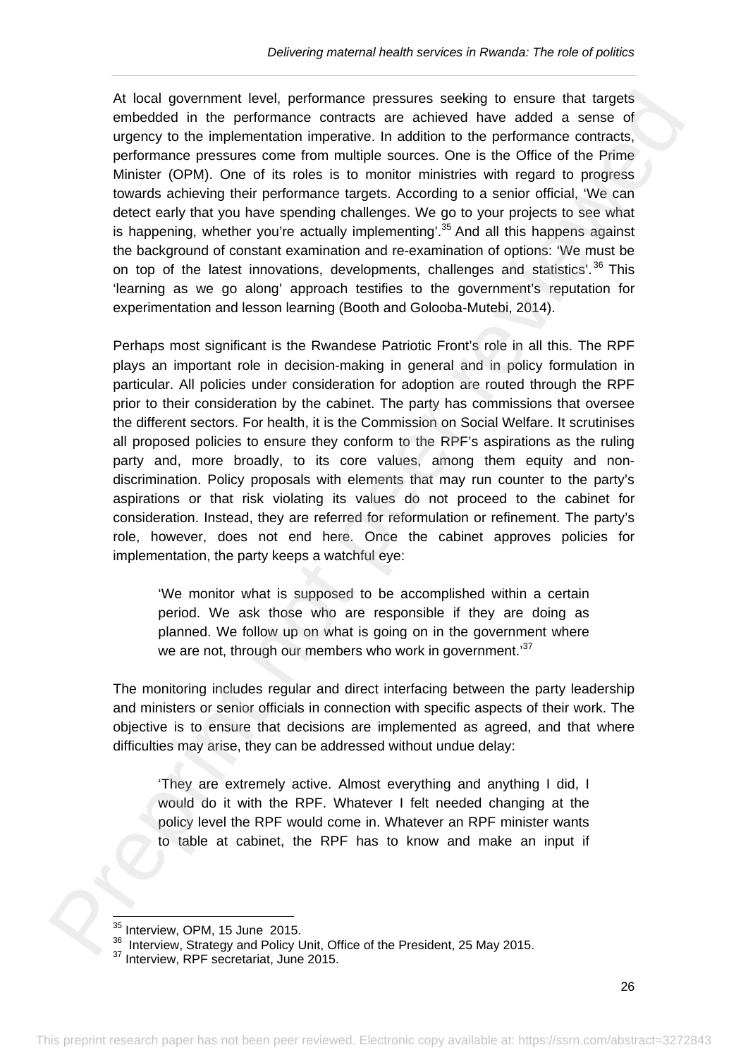At local government level, performance pressures seeking to ensure that targets embedded in the performance contracts are achieved have added a sense of urgency to the implementation imperative. In addition to the performance contracts, performance pressures come from multiple sources. One is the Office of the Prime Minister (OPM). One of its roles is to monitor ministries with regard to progress towards achieving their performance targets. According to a senior official, 'We can detect early that you have spending challenges. We go to your projects to see what is happening, whether you're actually implementing'.[35] And all this happens against the background of constant examination and re-examination of options: 'We must be on top of the latest innovations, developments, challenges and statistics'.[36] This 'learning as we go along' approach testifies to the government's reputation for experimentation and lesson learning (Booth and Golooba-Mutebi, 2014).

Perhaps most significant is the Rwandese Patriotic Front's role in all this. The RPF plays an important role in decision-making in general and in policy formulation in particular. All policies under consideration for adoption are routed through the RPF prior to their consideration by the cabinet. The party has commissions that oversee the different sectors. For health, it is the Commission on Social Welfare. It scrutinises all proposed policies to ensure they conform to the RPF's aspirations as the ruling party and, more broadly, to its core values, among them equity and non-discrimination. Policy proposals with elements that may run counter to the party's aspirations or that risk violating its values do not proceed to the cabinet for consideration. Instead, they are referred for reformulation or refinement. The party's role, however, does not end here. Once the cabinet approves policies for implementation, the party keeps a watchful eye:

> 'We monitor what is supposed to be accomplished within a certain period. We ask those who are responsible if they are doing as planned. We follow up on what is going on in the government where we are not, through our members who work in government.'[37]

The monitoring includes regular and direct interfacing between the party leadership and ministers or senior officials in connection with specific aspects of their work. The objective is to ensure that decisions are implemented as agreed, and that where difficulties may arise, they can be addressed without undue delay:

> 'They are extremely active. Almost everything and anything I did, I would do it with the RPF. Whatever I felt needed changing at the policy level the RPF would come in. Whatever an RPF minister wants to table at cabinet, the RPF has to know and make an input if

[35] Interview, OPM, 15 June 2015.
[36] Interview, Strategy and Policy Unit, Office of the President, 25 May 2015.
[37] Interview, RPF secretariat, June 2015.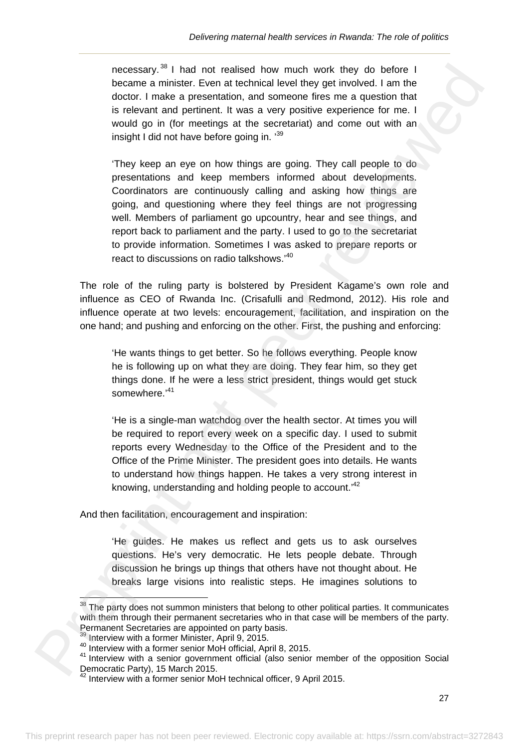necessary.[38] I had not realised how much work they do before I became a minister. Even at technical level they get involved. I am the doctor. I make a presentation, and someone fires me a question that is relevant and pertinent. It was a very positive experience for me. I would go in (for meetings at the secretariat) and come out with an insight I did not have before going in. '[39]

> 'They keep an eye on how things are going. They call people to do presentations and keep members informed about developments. Coordinators are continuously calling and asking how things are going, and questioning where they feel things are not progressing well. Members of parliament go upcountry, hear and see things, and report back to parliament and the party. I used to go to the secretariat to provide information. Sometimes I was asked to prepare reports or react to discussions on radio talkshows.'[40]

The role of the ruling party is bolstered by President Kagame's own role and influence as CEO of Rwanda Inc. (Crisafulli and Redmond, 2012). His role and influence operate at two levels: encouragement, facilitation, and inspiration on the one hand; and pushing and enforcing on the other. First, the pushing and enforcing:

> 'He wants things to get better. So he follows everything. People know he is following up on what they are doing. They fear him, so they get things done. If he were a less strict president, things would get stuck somewhere.'[41]

> 'He is a single-man watchdog over the health sector. At times you will be required to report every week on a specific day. I used to submit reports every Wednesday to the Office of the President and to the Office of the Prime Minister. The president goes into details. He wants to understand how things happen. He takes a very strong interest in knowing, understanding and holding people to account.'[42]

And then facilitation, encouragement and inspiration:

> 'He guides. He makes us reflect and gets us to ask ourselves questions. He's very democratic. He lets people debate. Through discussion he brings up things that others have not thought about. He breaks large visions into realistic steps. He imagines solutions to

---

[38] The party does not summon ministers that belong to other political parties. It communicates with them through their permanent secretaries who in that case will be members of the party. Permanent Secretaries are appointed on party basis.

[39] Interview with a former Minister, April 9, 2015.

[40] Interview with a former senior MoH official, April 8, 2015.

[41] Interview with a senior government official (also senior member of the opposition Social Democratic Party), 15 March 2015.

[42] Interview with a former senior MoH technical officer, 9 April 2015.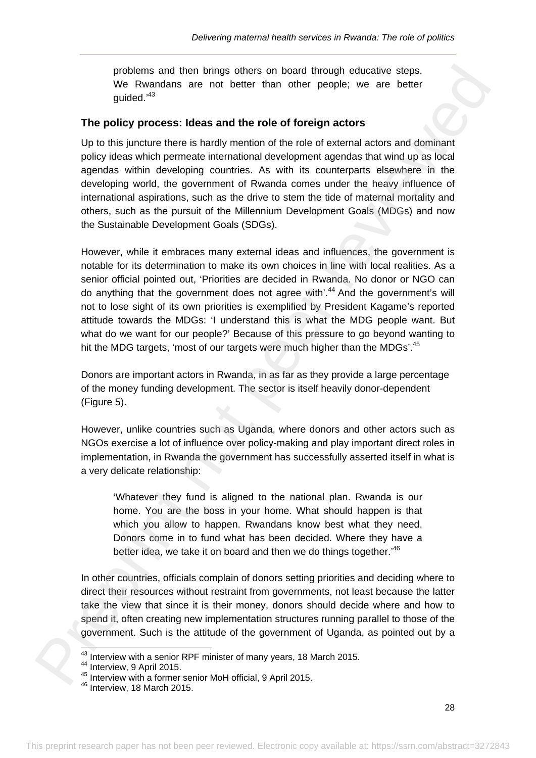problems and then brings others on board through educative steps. We Rwandans are not better than other people; we are better guided.'[43]

### The policy process: Ideas and the role of foreign actors

Up to this juncture there is hardly mention of the role of external actors and dominant policy ideas which permeate international development agendas that wind up as local agendas within developing countries. As with its counterparts elsewhere in the developing world, the government of Rwanda comes under the heavy influence of international aspirations, such as the drive to stem the tide of maternal mortality and others, such as the pursuit of the Millennium Development Goals (MDGs) and now the Sustainable Development Goals (SDGs).

However, while it embraces many external ideas and influences, the government is notable for its determination to make its own choices in line with local realities. As a senior official pointed out, 'Priorities are decided in Rwanda. No donor or NGO can do anything that the government does not agree with'.[44] And the government's will not to lose sight of its own priorities is exemplified by President Kagame's reported attitude towards the MDGs: 'I understand this is what the MDG people want. But what do we want for our people?' Because of this pressure to go beyond wanting to hit the MDG targets, 'most of our targets were much higher than the MDGs'.[45]

Donors are important actors in Rwanda, in as far as they provide a large percentage of the money funding development. The sector is itself heavily donor-dependent (Figure 5).

However, unlike countries such as Uganda, where donors and other actors such as NGOs exercise a lot of influence over policy-making and play important direct roles in implementation, in Rwanda the government has successfully asserted itself in what is a very delicate relationship:

> 'Whatever they fund is aligned to the national plan. Rwanda is our home. You are the boss in your home. What should happen is that which you allow to happen. Rwandans know best what they need. Donors come in to fund what has been decided. Where they have a better idea, we take it on board and then we do things together.'[46]

In other countries, officials complain of donors setting priorities and deciding where to direct their resources without restraint from governments, not least because the latter take the view that since it is their money, donors should decide where and how to spend it, often creating new implementation structures running parallel to those of the government. Such is the attitude of the government of Uganda, as pointed out by a

---

[43] Interview with a senior RPF minister of many years, 18 March 2015.
[44] Interview, 9 April 2015.
[45] Interview with a former senior MoH official, 9 April 2015.
[46] Interview, 18 March 2015.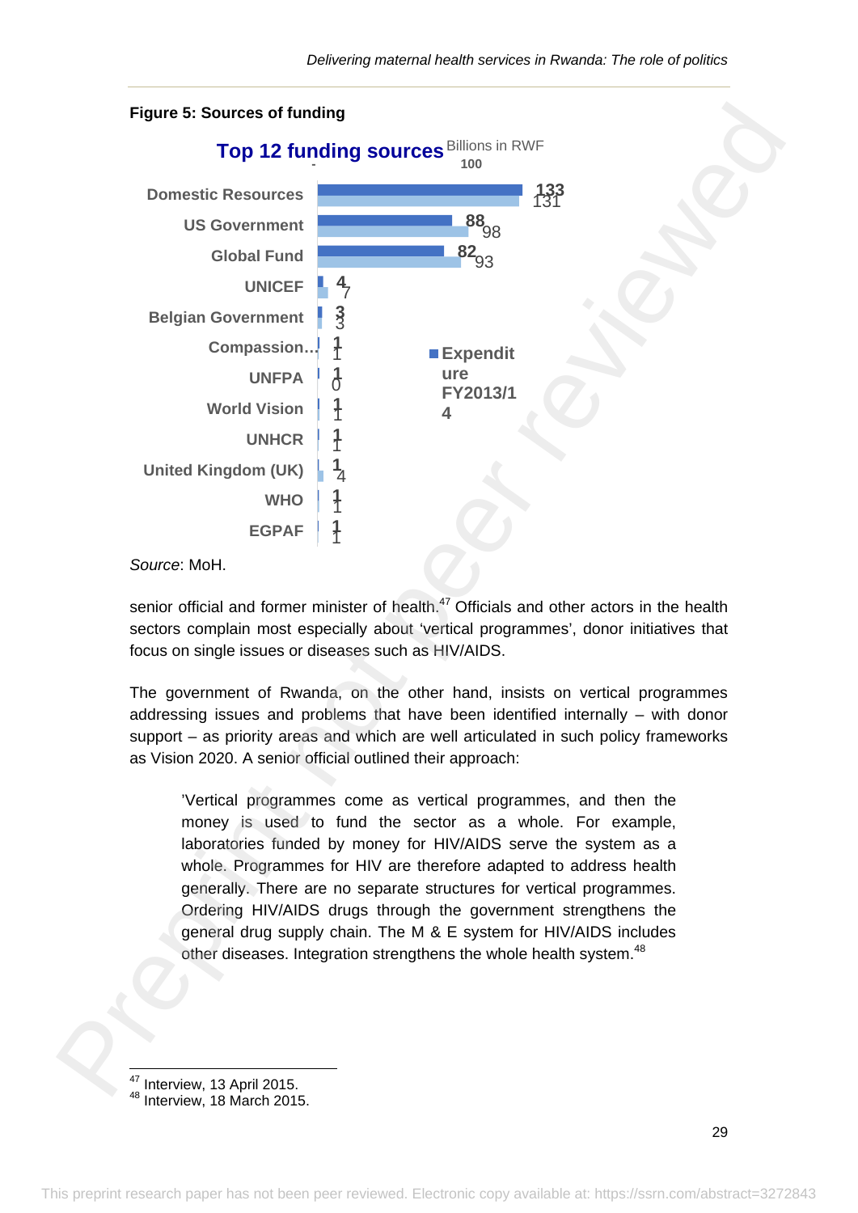**Figure 5: Sources of funding**

**Top 12 funding sources** Billions in RWF

| Source | Value (bold) | Expenditure FY2013/14 |
|---|---|---|
| Domestic Resources | 133 | 131 |
| US Government | 88 | 98 |
| Global Fund | 82 | 93 |
| UNICEF | 4 | 7 |
| Belgian Government | 3 | 3 |
| Compassion... | 1 | 1 |
| UNFPA | 1 | 0 |
| World Vision | 1 | 1 |
| UNHCR | 1 | 1 |
| United Kingdom (UK) | 1 | 4 |
| WHO | 1 | 1 |
| EGPAF | 1 | 1 |

*Source*: MoH.

senior official and former minister of health.[47] Officials and other actors in the health sectors complain most especially about 'vertical programmes', donor initiatives that focus on single issues or diseases such as HIV/AIDS.

The government of Rwanda, on the other hand, insists on vertical programmes addressing issues and problems that have been identified internally – with donor support – as priority areas and which are well articulated in such policy frameworks as Vision 2020. A senior official outlined their approach:

> 'Vertical programmes come as vertical programmes, and then the money is used to fund the sector as a whole. For example, laboratories funded by money for HIV/AIDS serve the system as a whole. Programmes for HIV are therefore adapted to address health generally. There are no separate structures for vertical programmes. Ordering HIV/AIDS drugs through the government strengthens the general drug supply chain. The M & E system for HIV/AIDS includes other diseases. Integration strengthens the whole health system.[48]

[47] Interview, 13 April 2015.
[48] Interview, 18 March 2015.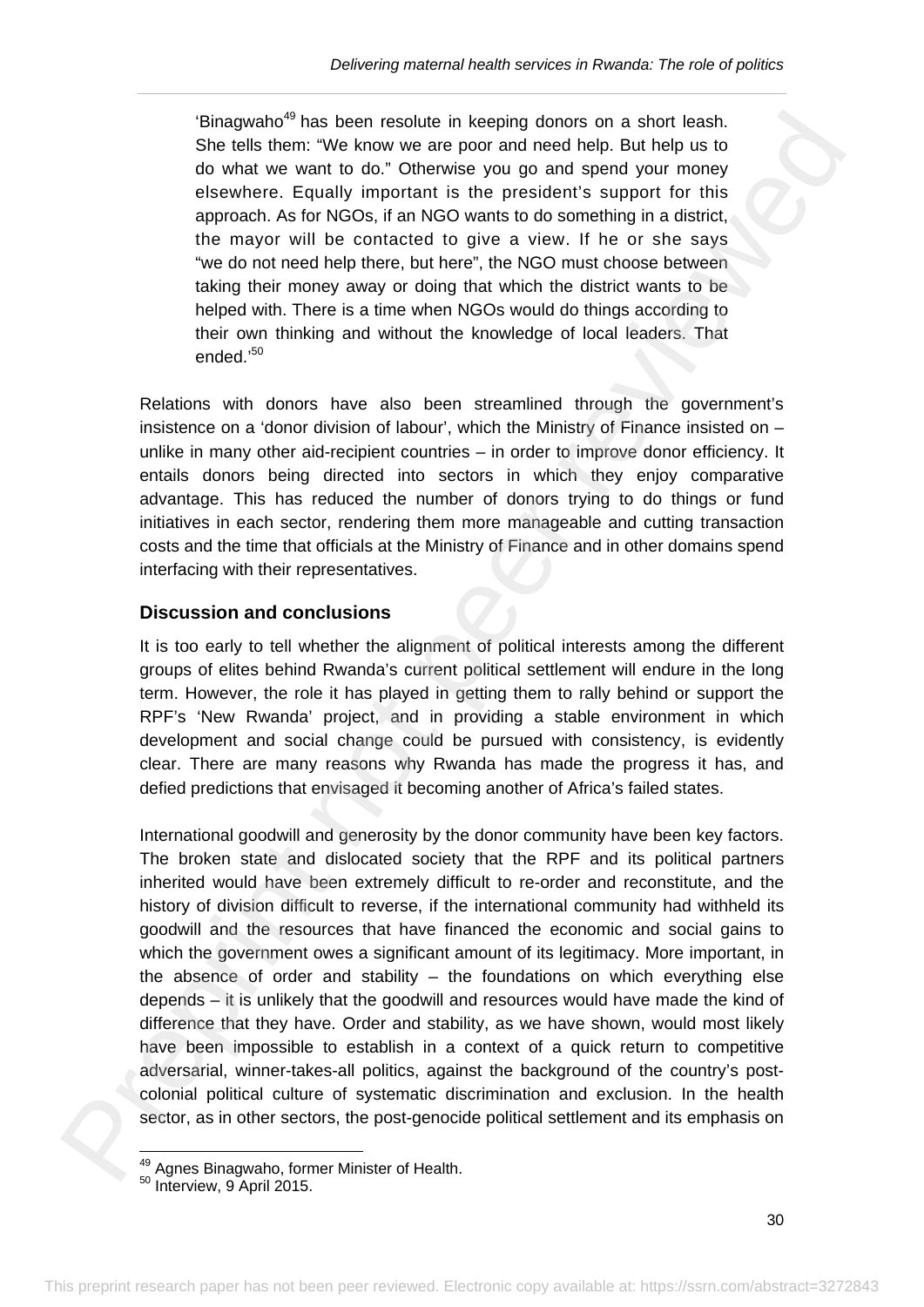> 'Binagwaho[49] has been resolute in keeping donors on a short leash. She tells them: "We know we are poor and need help. But help us to do what we want to do." Otherwise you go and spend your money elsewhere. Equally important is the president's support for this approach. As for NGOs, if an NGO wants to do something in a district, the mayor will be contacted to give a view. If he or she says "we do not need help there, but here", the NGO must choose between taking their money away or doing that which the district wants to be helped with. There is a time when NGOs would do things according to their own thinking and without the knowledge of local leaders. That ended.'[50]

Relations with donors have also been streamlined through the government's insistence on a 'donor division of labour', which the Ministry of Finance insisted on – unlike in many other aid-recipient countries – in order to improve donor efficiency. It entails donors being directed into sectors in which they enjoy comparative advantage. This has reduced the number of donors trying to do things or fund initiatives in each sector, rendering them more manageable and cutting transaction costs and the time that officials at the Ministry of Finance and in other domains spend interfacing with their representatives.

## Discussion and conclusions

It is too early to tell whether the alignment of political interests among the different groups of elites behind Rwanda's current political settlement will endure in the long term. However, the role it has played in getting them to rally behind or support the RPF's 'New Rwanda' project, and in providing a stable environment in which development and social change could be pursued with consistency, is evidently clear. There are many reasons why Rwanda has made the progress it has, and defied predictions that envisaged it becoming another of Africa's failed states.

International goodwill and generosity by the donor community have been key factors. The broken state and dislocated society that the RPF and its political partners inherited would have been extremely difficult to re-order and reconstitute, and the history of division difficult to reverse, if the international community had withheld its goodwill and the resources that have financed the economic and social gains to which the government owes a significant amount of its legitimacy. More important, in the absence of order and stability – the foundations on which everything else depends – it is unlikely that the goodwill and resources would have made the kind of difference that they have. Order and stability, as we have shown, would most likely have been impossible to establish in a context of a quick return to competitive adversarial, winner-takes-all politics, against the background of the country's post-colonial political culture of systematic discrimination and exclusion. In the health sector, as in other sectors, the post-genocide political settlement and its emphasis on

[49] Agnes Binagwaho, former Minister of Health.
[50] Interview, 9 April 2015.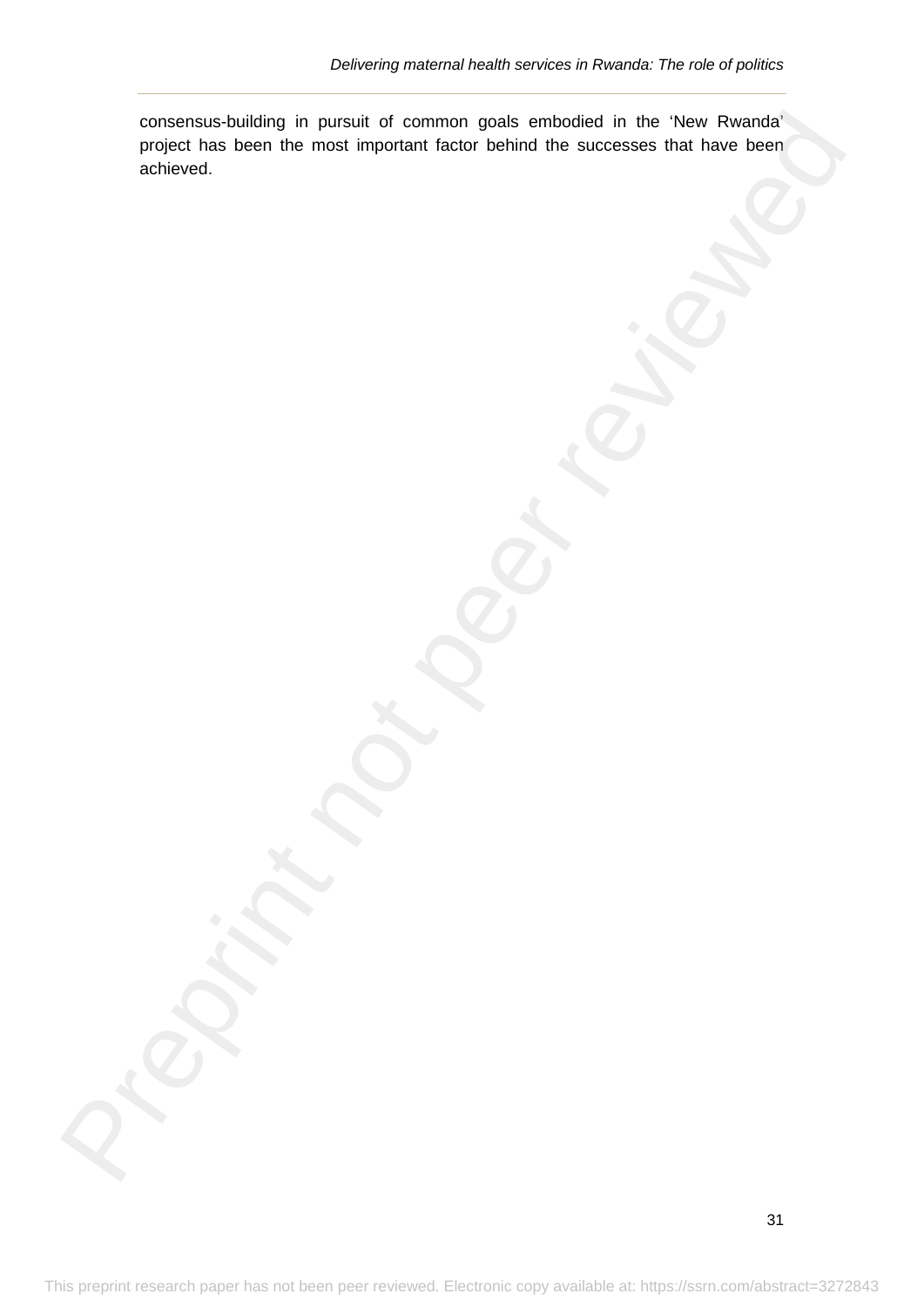consensus-building in pursuit of common goals embodied in the 'New Rwanda' project has been the most important factor behind the successes that have been achieved.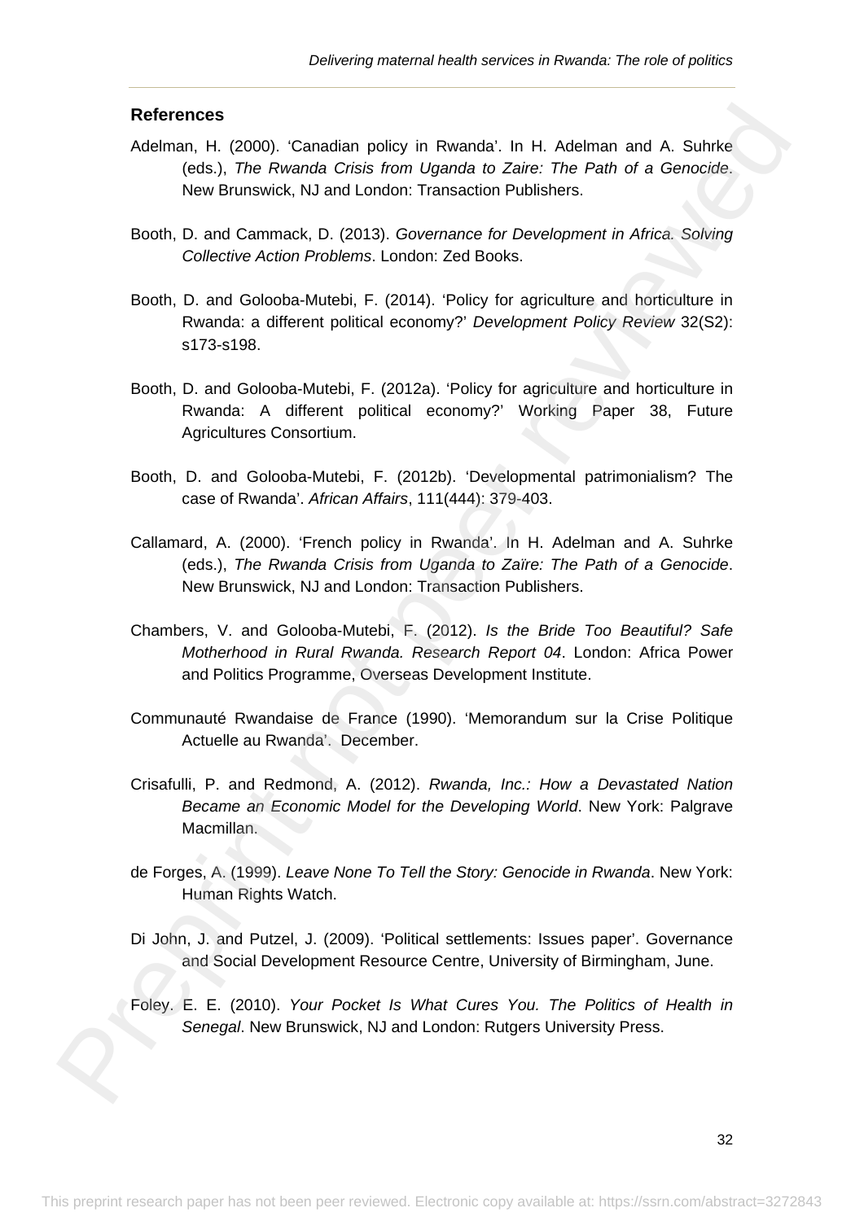## References

Adelman, H. (2000). 'Canadian policy in Rwanda'. In H. Adelman and A. Suhrke (eds.), *The Rwanda Crisis from Uganda to Zaire: The Path of a Genocide*. New Brunswick, NJ and London: Transaction Publishers.

Booth, D. and Cammack, D. (2013). *Governance for Development in Africa. Solving Collective Action Problems*. London: Zed Books.

Booth, D. and Golooba-Mutebi, F. (2014). 'Policy for agriculture and horticulture in Rwanda: a different political economy?' *Development Policy Review* 32(S2): s173-s198.

Booth, D. and Golooba-Mutebi, F. (2012a). 'Policy for agriculture and horticulture in Rwanda: A different political economy?' Working Paper 38, Future Agricultures Consortium.

Booth, D. and Golooba-Mutebi, F. (2012b). 'Developmental patrimonialism? The case of Rwanda'. *African Affairs*, 111(444): 379-403.

Callamard, A. (2000). 'French policy in Rwanda'. In H. Adelman and A. Suhrke (eds.), *The Rwanda Crisis from Uganda to Zaïre: The Path of a Genocide*. New Brunswick, NJ and London: Transaction Publishers.

Chambers, V. and Golooba-Mutebi, F. (2012). *Is the Bride Too Beautiful? Safe Motherhood in Rural Rwanda. Research Report 04*. London: Africa Power and Politics Programme, Overseas Development Institute.

Communauté Rwandaise de France (1990). 'Memorandum sur la Crise Politique Actuelle au Rwanda'. December.

Crisafulli, P. and Redmond, A. (2012). *Rwanda, Inc.: How a Devastated Nation Became an Economic Model for the Developing World*. New York: Palgrave Macmillan.

de Forges, A. (1999). *Leave None To Tell the Story: Genocide in Rwanda*. New York: Human Rights Watch.

Di John, J. and Putzel, J. (2009). 'Political settlements: Issues paper'. Governance and Social Development Resource Centre, University of Birmingham, June.

Foley. E. E. (2010). *Your Pocket Is What Cures You. The Politics of Health in Senegal*. New Brunswick, NJ and London: Rutgers University Press.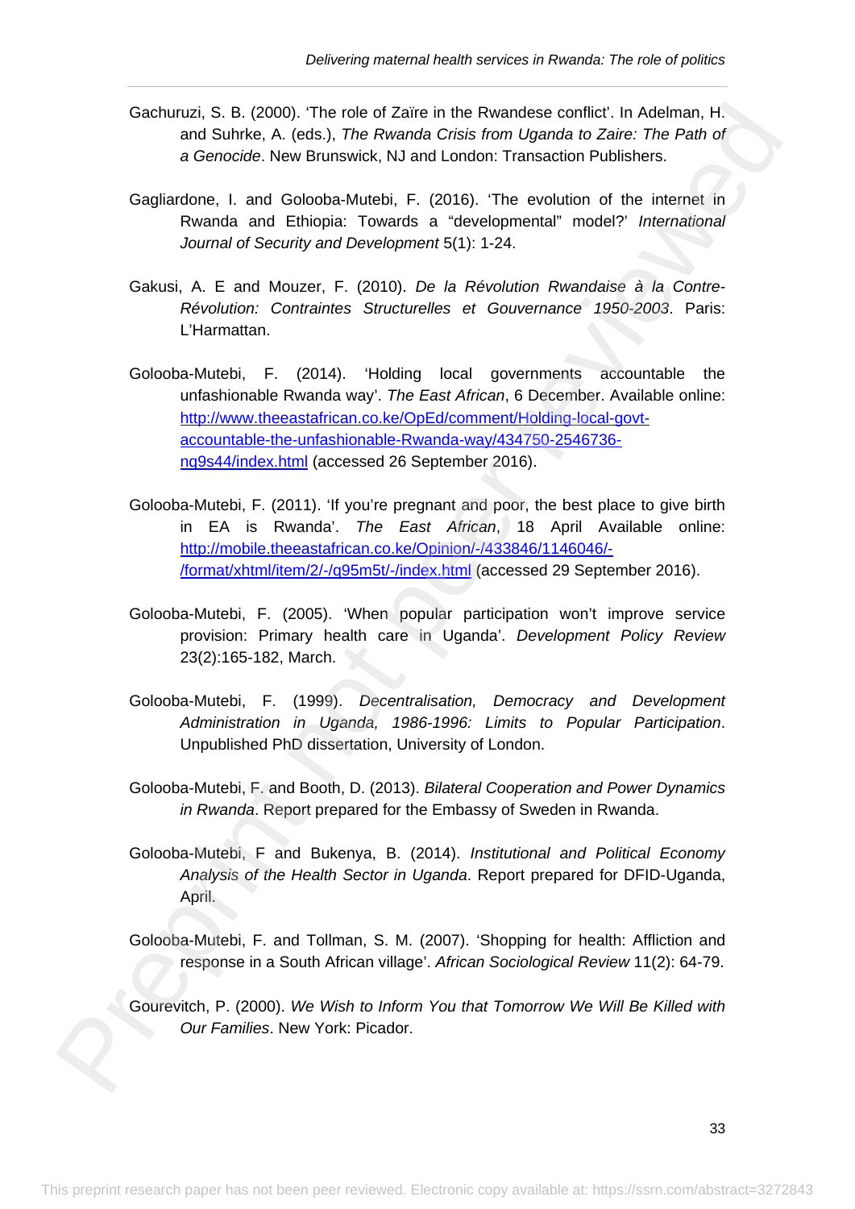Gachuruzi, S. B. (2000). 'The role of Zaïre in the Rwandese conflict'. In Adelman, H. and Suhrke, A. (eds.), *The Rwanda Crisis from Uganda to Zaire: The Path of a Genocide*. New Brunswick, NJ and London: Transaction Publishers.

Gagliardone, I. and Golooba-Mutebi, F. (2016). 'The evolution of the internet in Rwanda and Ethiopia: Towards a "developmental" model?' *International Journal of Security and Development* 5(1): 1-24.

Gakusi, A. E and Mouzer, F. (2010). *De la Révolution Rwandaise à la Contre-Révolution: Contraintes Structurelles et Gouvernance 1950-2003*. Paris: L'Harmattan.

Golooba-Mutebi, F. (2014). 'Holding local governments accountable the unfashionable Rwanda way'. *The East African*, 6 December. Available online: http://www.theeastafrican.co.ke/OpEd/comment/Holding-local-govt-accountable-the-unfashionable-Rwanda-way/434750-2546736-nq9s44/index.html (accessed 26 September 2016).

Golooba-Mutebi, F. (2011). 'If you're pregnant and poor, the best place to give birth in EA is Rwanda'. *The East African*, 18 April Available online: http://mobile.theeastafrican.co.ke/Opinion/-/433846/1146046/-/format/xhtml/item/2/-/q95m5t/-/index.html (accessed 29 September 2016).

Golooba-Mutebi, F. (2005). 'When popular participation won't improve service provision: Primary health care in Uganda'. *Development Policy Review* 23(2):165-182, March.

Golooba-Mutebi, F. (1999). *Decentralisation, Democracy and Development Administration in Uganda, 1986-1996: Limits to Popular Participation*. Unpublished PhD dissertation, University of London.

Golooba-Mutebi, F. and Booth, D. (2013). *Bilateral Cooperation and Power Dynamics in Rwanda*. Report prepared for the Embassy of Sweden in Rwanda.

Golooba-Mutebi, F and Bukenya, B. (2014). *Institutional and Political Economy Analysis of the Health Sector in Uganda*. Report prepared for DFID-Uganda, April.

Golooba-Mutebi, F. and Tollman, S. M. (2007). 'Shopping for health: Affliction and response in a South African village'. *African Sociological Review* 11(2): 64-79.

Gourevitch, P. (2000). *We Wish to Inform You that Tomorrow We Will Be Killed with Our Families*. New York: Picador.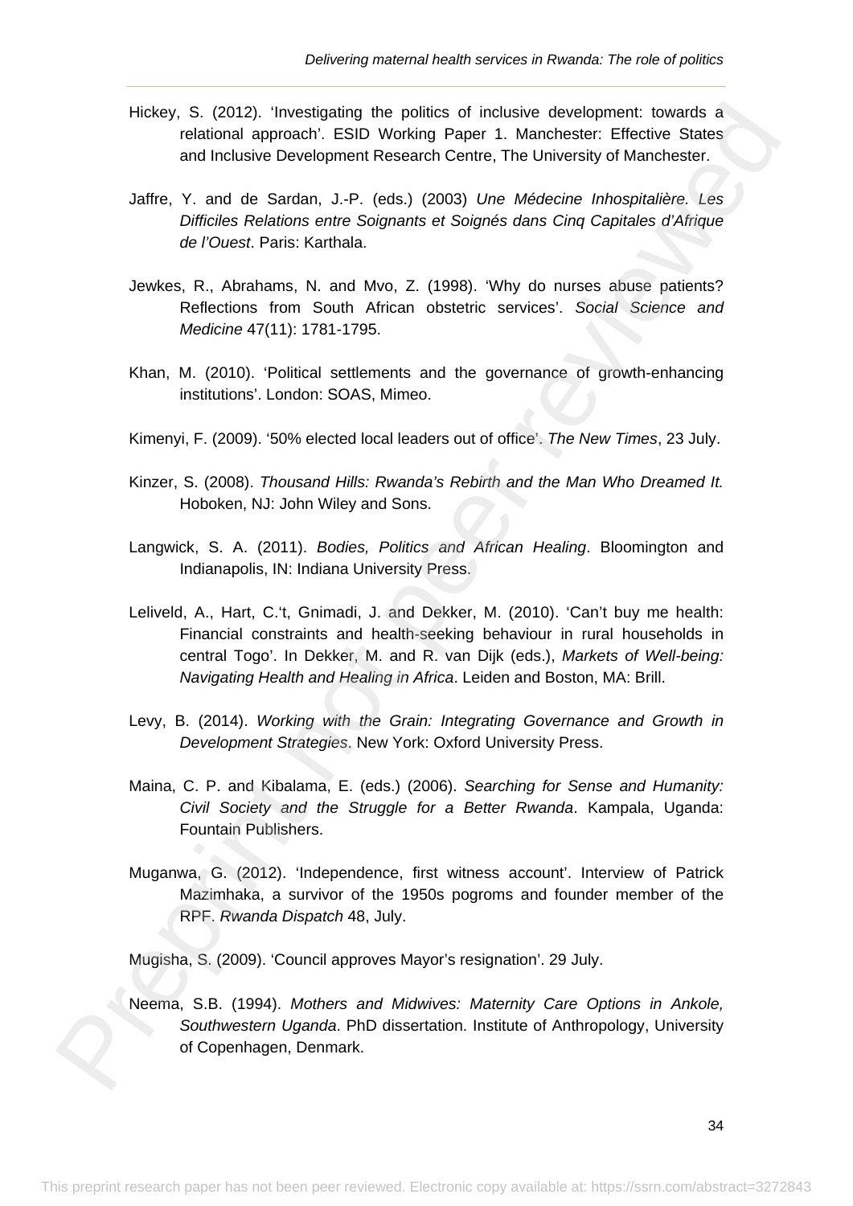Hickey, S. (2012). 'Investigating the politics of inclusive development: towards a relational approach'. ESID Working Paper 1. Manchester: Effective States and Inclusive Development Research Centre, The University of Manchester.

Jaffre, Y. and de Sardan, J.-P. (eds.) (2003) *Une Médecine Inhospitalière. Les Difficiles Relations entre Soignants et Soignés dans Cinq Capitales d'Afrique de l'Ouest*. Paris: Karthala.

Jewkes, R., Abrahams, N. and Mvo, Z. (1998). 'Why do nurses abuse patients? Reflections from South African obstetric services'. *Social Science and Medicine* 47(11): 1781-1795.

Khan, M. (2010). 'Political settlements and the governance of growth-enhancing institutions'. London: SOAS, Mimeo.

Kimenyi, F. (2009). '50% elected local leaders out of office'. *The New Times*, 23 July.

Kinzer, S. (2008). *Thousand Hills: Rwanda's Rebirth and the Man Who Dreamed It.* Hoboken, NJ: John Wiley and Sons.

Langwick, S. A. (2011). *Bodies, Politics and African Healing*. Bloomington and Indianapolis, IN: Indiana University Press.

Leliveld, A., Hart, C.'t, Gnimadi, J. and Dekker, M. (2010). 'Can't buy me health: Financial constraints and health-seeking behaviour in rural households in central Togo'. In Dekker, M. and R. van Dijk (eds.), *Markets of Well-being: Navigating Health and Healing in Africa*. Leiden and Boston, MA: Brill.

Levy, B. (2014). *Working with the Grain: Integrating Governance and Growth in Development Strategies*. New York: Oxford University Press.

Maina, C. P. and Kibalama, E. (eds.) (2006). *Searching for Sense and Humanity: Civil Society and the Struggle for a Better Rwanda*. Kampala, Uganda: Fountain Publishers.

Muganwa, G. (2012). 'Independence, first witness account'. Interview of Patrick Mazimhaka, a survivor of the 1950s pogroms and founder member of the RPF. *Rwanda Dispatch* 48, July.

Mugisha, S. (2009). 'Council approves Mayor's resignation'. 29 July.

Neema, S.B. (1994). *Mothers and Midwives: Maternity Care Options in Ankole, Southwestern Uganda.* PhD dissertation. Institute of Anthropology, University of Copenhagen, Denmark.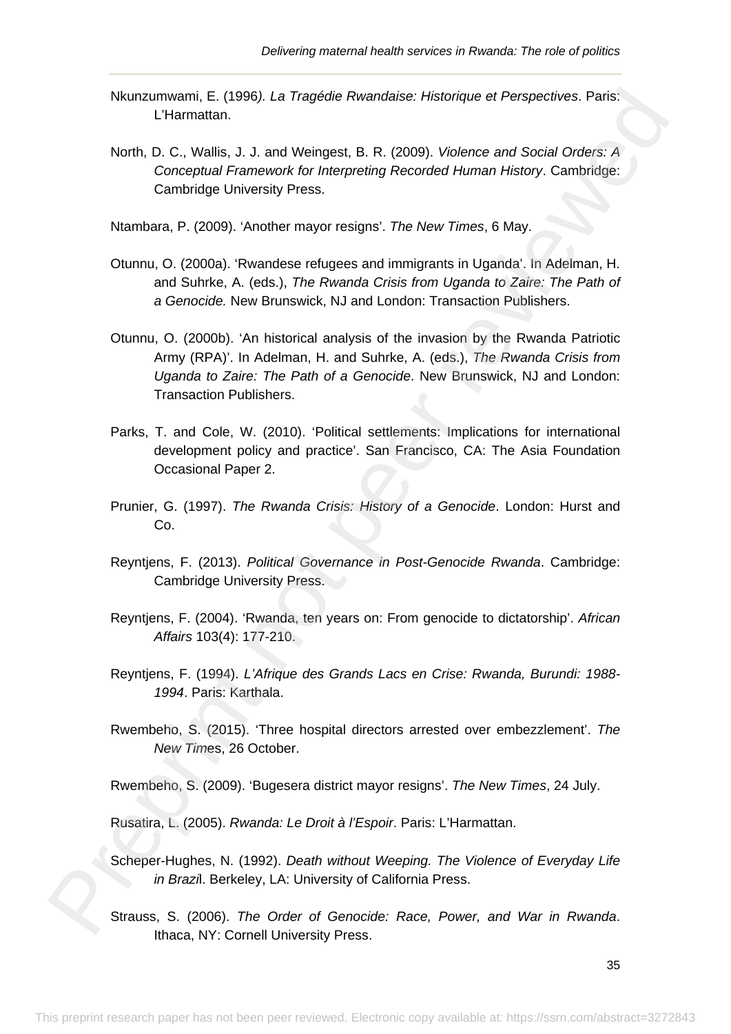Nkunzumwami, E. (1996). *La Tragédie Rwandaise: Historique et Perspectives*. Paris: L'Harmattan.

North, D. C., Wallis, J. J. and Weingest, B. R. (2009). *Violence and Social Orders: A Conceptual Framework for Interpreting Recorded Human History*. Cambridge: Cambridge University Press.

Ntambara, P. (2009). 'Another mayor resigns'. *The New Times*, 6 May.

Otunnu, O. (2000a). 'Rwandese refugees and immigrants in Uganda'. In Adelman, H. and Suhrke, A. (eds.), *The Rwanda Crisis from Uganda to Zaire: The Path of a Genocide.* New Brunswick, NJ and London: Transaction Publishers.

Otunnu, O. (2000b). 'An historical analysis of the invasion by the Rwanda Patriotic Army (RPA)'. In Adelman, H. and Suhrke, A. (eds.), *The Rwanda Crisis from Uganda to Zaire: The Path of a Genocide*. New Brunswick, NJ and London: Transaction Publishers.

Parks, T. and Cole, W. (2010). 'Political settlements: Implications for international development policy and practice'. San Francisco, CA: The Asia Foundation Occasional Paper 2.

Prunier, G. (1997). *The Rwanda Crisis: History of a Genocide*. London: Hurst and Co.

Reyntjens, F. (2013). *Political Governance in Post-Genocide Rwanda*. Cambridge: Cambridge University Press.

Reyntjens, F. (2004). 'Rwanda, ten years on: From genocide to dictatorship'. *African Affairs* 103(4): 177-210.

Reyntjens, F. (1994). *L'Afrique des Grands Lacs en Crise: Rwanda, Burundi: 1988-1994*. Paris: Karthala.

Rwembeho, S. (2015). 'Three hospital directors arrested over embezzlement'. *The New Times*, 26 October.

Rwembeho, S. (2009). 'Bugesera district mayor resigns'. *The New Times*, 24 July.

Rusatira, L. (2005). *Rwanda: Le Droit à l'Espoir*. Paris: L'Harmattan.

Scheper-Hughes, N. (1992). *Death without Weeping. The Violence of Everyday Life in Brazil*. Berkeley, LA: University of California Press.

Strauss, S. (2006). *The Order of Genocide: Race, Power, and War in Rwanda*. Ithaca, NY: Cornell University Press.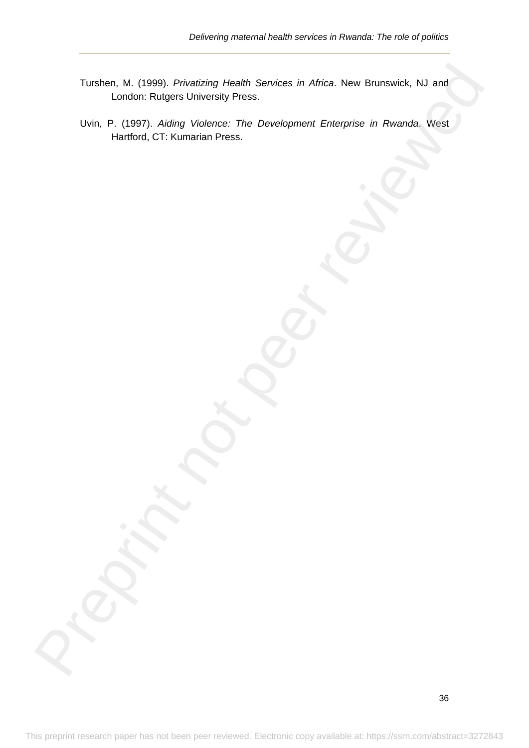Turshen, M. (1999). *Privatizing Health Services in Africa*. New Brunswick, NJ and London: Rutgers University Press.

Uvin, P. (1997). *Aiding Violence: The Development Enterprise in Rwanda*. West Hartford, CT: Kumarian Press.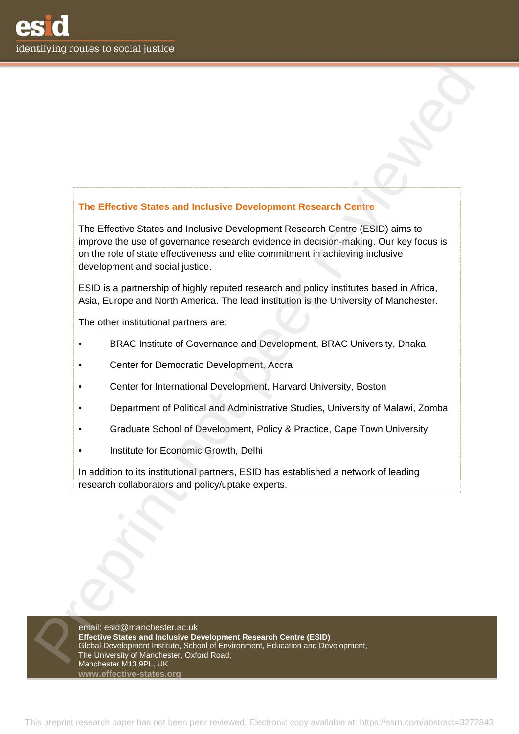## The Effective States and Inclusive Development Research Centre

The Effective States and Inclusive Development Research Centre (ESID) aims to improve the use of governance research evidence in decision-making. Our key focus is on the role of state effectiveness and elite commitment in achieving inclusive development and social justice.

ESID is a partnership of highly reputed research and policy institutes based in Africa, Asia, Europe and North America. The lead institution is the University of Manchester.

The other institutional partners are:

- BRAC Institute of Governance and Development, BRAC University, Dhaka
- Center for Democratic Development, Accra
- Center for International Development, Harvard University, Boston
- Department of Political and Administrative Studies, University of Malawi, Zomba
- Graduate School of Development, Policy & Practice, Cape Town University
- Institute for Economic Growth, Delhi

In addition to its institutional partners, ESID has established a network of leading research collaborators and policy/uptake experts.

email: esid@manchester.ac.uk
**Effective States and Inclusive Development Research Centre (ESID)**
Global Development Institute, School of Environment, Education and Development,
The University of Manchester, Oxford Road,
Manchester M13 9PL, UK
**www.effective-states.org**